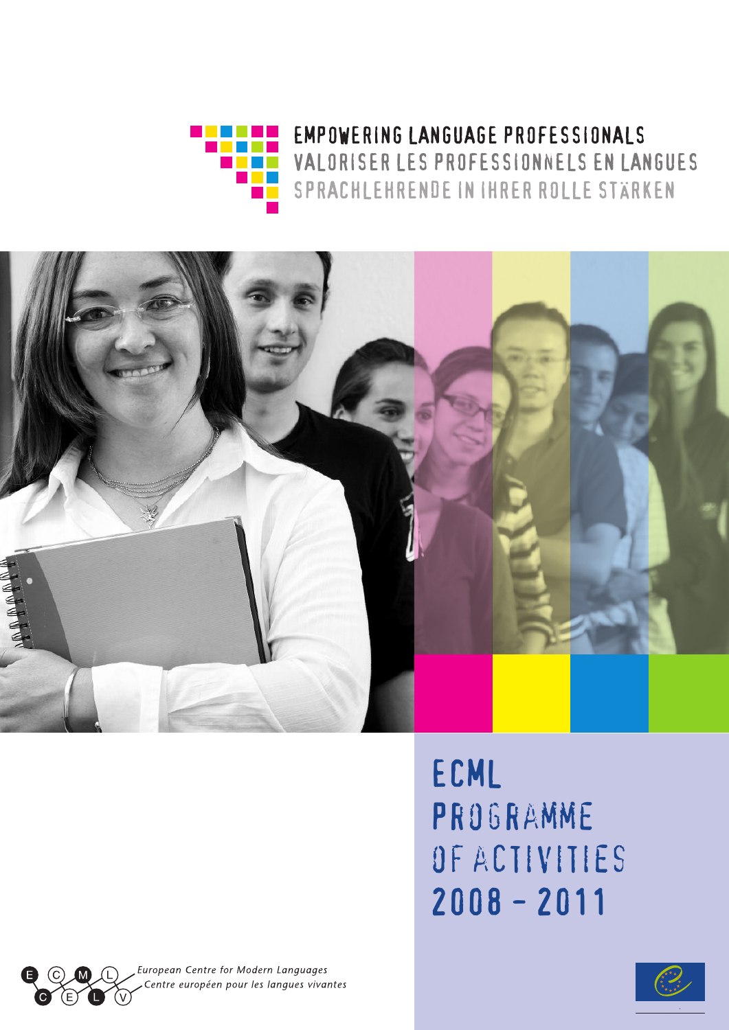EMPOWERING LANGUAGE PROFESSIONALS
VALORISER LES PROFESSIONNELS EN LANGUES
SPRACHLEHRENDE IN IHRER ROLLE STÄRKEN

# ECML PROGRAMME OF ACTIVITIES 2008 – 2011

*European Centre for Modern Languages*
*Centre européen pour les langues vivantes*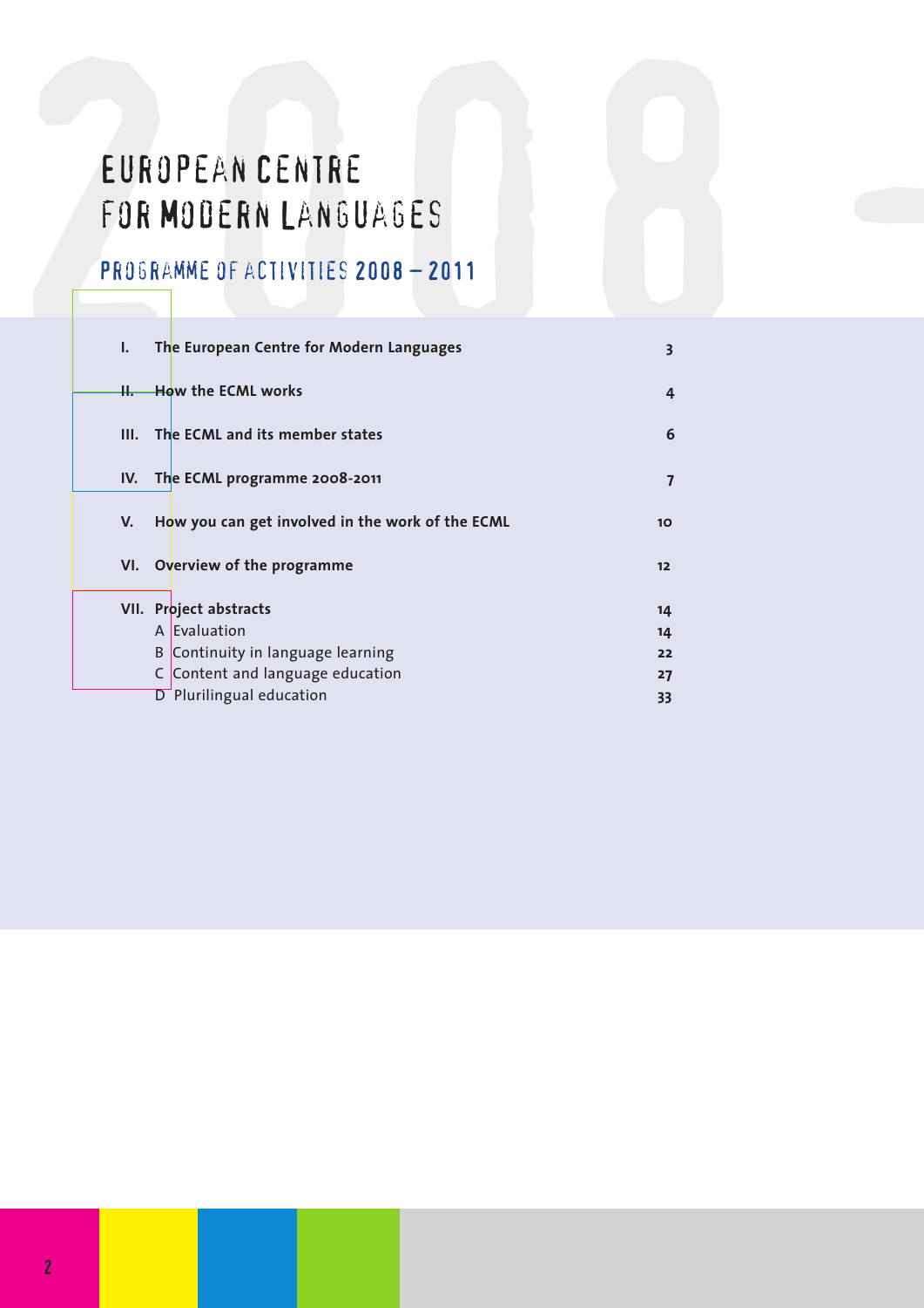# EUROPEAN CENTRE FOR MODERN LANGUAGES

## PROGRAMME OF ACTIVITIES 2008 – 2011

| | | |
|---|---|---|
| **I.** | **The European Centre for Modern Languages** | **3** |
| **II.** | **How the ECML works** | **4** |
| **III.** | **The ECML and its member states** | **6** |
| **IV.** | **The ECML programme 2008-2011** | **7** |
| **V.** | **How you can get involved in the work of the ECML** | **10** |
| **VI.** | **Overview of the programme** | **12** |
| **VII.** | **Project abstracts** | **14** |
| | A Evaluation | **14** |
| | B Continuity in language learning | **22** |
| | C Content and language education | **27** |
| | D Plurilingual education | **33** |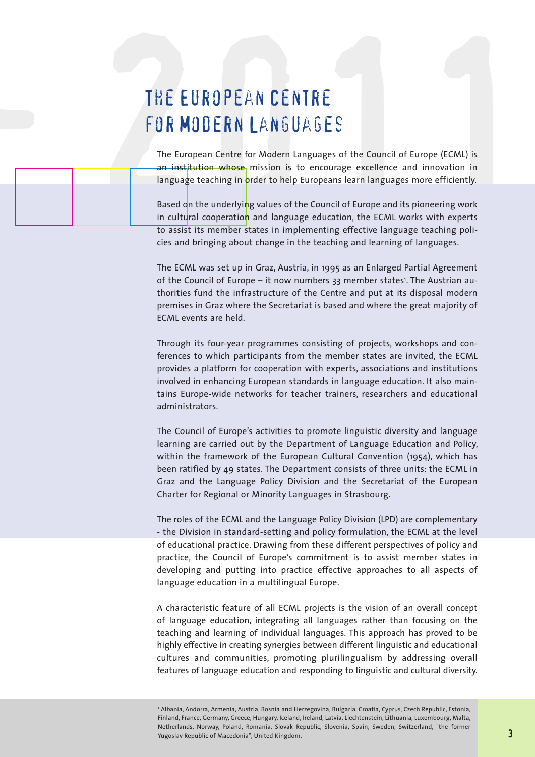# THE EUROPEAN CENTRE FOR MODERN LANGUAGES

The European Centre for Modern Languages of the Council of Europe (ECML) is an institution whose mission is to encourage excellence and innovation in language teaching in order to help Europeans learn languages more efficiently.

Based on the underlying values of the Council of Europe and its pioneering work in cultural cooperation and language education, the ECML works with experts to assist its member states in implementing effective language teaching policies and bringing about change in the teaching and learning of languages.

The ECML was set up in Graz, Austria, in 1995 as an Enlarged Partial Agreement of the Council of Europe – it now numbers 33 member states[1]. The Austrian authorities fund the infrastructure of the Centre and put at its disposal modern premises in Graz where the Secretariat is based and where the great majority of ECML events are held.

Through its four-year programmes consisting of projects, workshops and conferences to which participants from the member states are invited, the ECML provides a platform for cooperation with experts, associations and institutions involved in enhancing European standards in language education. It also maintains Europe-wide networks for teacher trainers, researchers and educational administrators.

The Council of Europe's activities to promote linguistic diversity and language learning are carried out by the Department of Language Education and Policy, within the framework of the European Cultural Convention (1954), which has been ratified by 49 states. The Department consists of three units: the ECML in Graz and the Language Policy Division and the Secretariat of the European Charter for Regional or Minority Languages in Strasbourg.

The roles of the ECML and the Language Policy Division (LPD) are complementary - the Division in standard-setting and policy formulation, the ECML at the level of educational practice. Drawing from these different perspectives of policy and practice, the Council of Europe's commitment is to assist member states in developing and putting into practice effective approaches to all aspects of language education in a multilingual Europe.

A characteristic feature of all ECML projects is the vision of an overall concept of language education, integrating all languages rather than focusing on the teaching and learning of individual languages. This approach has proved to be highly effective in creating synergies between different linguistic and educational cultures and communities, promoting plurilingualism by addressing overall features of language education and responding to linguistic and cultural diversity.

[1] Albania, Andorra, Armenia, Austria, Bosnia and Herzegovina, Bulgaria, Croatia, Cyprus, Czech Republic, Estonia, Finland, France, Germany, Greece, Hungary, Iceland, Ireland, Latvia, Liechtenstein, Lithuania, Luxembourg, Malta, Netherlands, Norway, Poland, Romania, Slovak Republic, Slovenia, Spain, Sweden, Switzerland, "the former Yugoslav Republic of Macedonia", United Kingdom.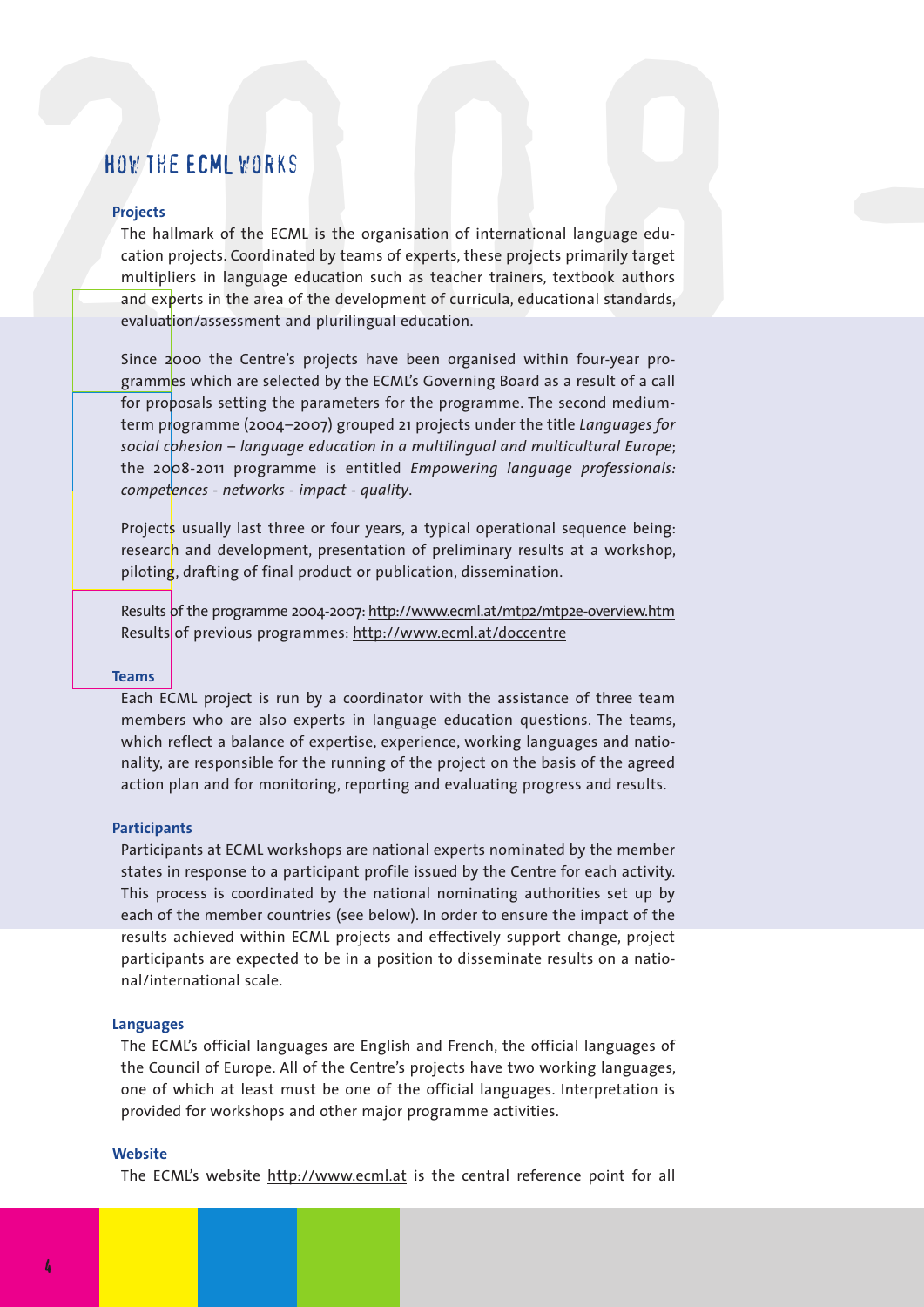## HOW THE ECML WORKS

### Projects

The hallmark of the ECML is the organisation of international language education projects. Coordinated by teams of experts, these projects primarily target multipliers in language education such as teacher trainers, textbook authors and experts in the area of the development of curricula, educational standards, evaluation/assessment and plurilingual education.

Since 2000 the Centre's projects have been organised within four-year programmes which are selected by the ECML's Governing Board as a result of a call for proposals setting the parameters for the programme. The second medium-term programme (2004–2007) grouped 21 projects under the title *Languages for social cohesion – language education in a multilingual and multicultural Europe*; the 2008-2011 programme is entitled *Empowering language professionals: competences - networks - impact - quality*.

Projects usually last three or four years, a typical operational sequence being: research and development, presentation of preliminary results at a workshop, piloting, drafting of final product or publication, dissemination.

Results of the programme 2004-2007: http://www.ecml.at/mtp2/mtp2e-overview.htm
Results of previous programmes: http://www.ecml.at/doccentre

### Teams

Each ECML project is run by a coordinator with the assistance of three team members who are also experts in language education questions. The teams, which reflect a balance of expertise, experience, working languages and nationality, are responsible for the running of the project on the basis of the agreed action plan and for monitoring, reporting and evaluating progress and results.

### Participants

Participants at ECML workshops are national experts nominated by the member states in response to a participant profile issued by the Centre for each activity. This process is coordinated by the national nominating authorities set up by each of the member countries (see below). In order to ensure the impact of the results achieved within ECML projects and effectively support change, project participants are expected to be in a position to disseminate results on a national/international scale.

### Languages

The ECML's official languages are English and French, the official languages of the Council of Europe. All of the Centre's projects have two working languages, one of which at least must be one of the official languages. Interpretation is provided for workshops and other major programme activities.

### Website

The ECML's website http://www.ecml.at is the central reference point for all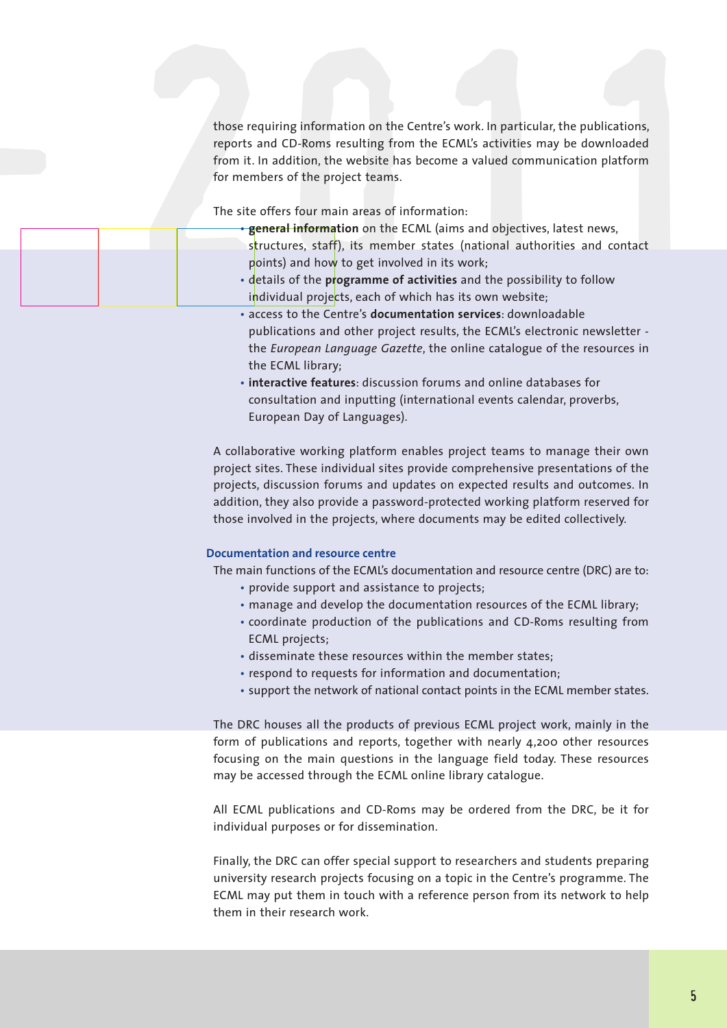those requiring information on the Centre's work. In particular, the publications, reports and CD-Roms resulting from the ECML's activities may be downloaded from it. In addition, the website has become a valued communication platform for members of the project teams.

The site offers four main areas of information:

- **general information** on the ECML (aims and objectives, latest news, structures, staff), its member states (national authorities and contact points) and how to get involved in its work;
- details of the **programme of activities** and the possibility to follow individual projects, each of which has its own website;
- access to the Centre's **documentation services**: downloadable publications and other project results, the ECML's electronic newsletter - the *European Language Gazette*, the online catalogue of the resources in the ECML library;
- **interactive features**: discussion forums and online databases for consultation and inputting (international events calendar, proverbs, European Day of Languages).

A collaborative working platform enables project teams to manage their own project sites. These individual sites provide comprehensive presentations of the projects, discussion forums and updates on expected results and outcomes. In addition, they also provide a password-protected working platform reserved for those involved in the projects, where documents may be edited collectively.

### Documentation and resource centre

The main functions of the ECML's documentation and resource centre (DRC) are to:

- provide support and assistance to projects;
- manage and develop the documentation resources of the ECML library;
- coordinate production of the publications and CD-Roms resulting from ECML projects;
- disseminate these resources within the member states;
- respond to requests for information and documentation;
- support the network of national contact points in the ECML member states.

The DRC houses all the products of previous ECML project work, mainly in the form of publications and reports, together with nearly 4,200 other resources focusing on the main questions in the language field today. These resources may be accessed through the ECML online library catalogue.

All ECML publications and CD-Roms may be ordered from the DRC, be it for individual purposes or for dissemination.

Finally, the DRC can offer special support to researchers and students preparing university research projects focusing on a topic in the Centre's programme. The ECML may put them in touch with a reference person from its network to help them in their research work.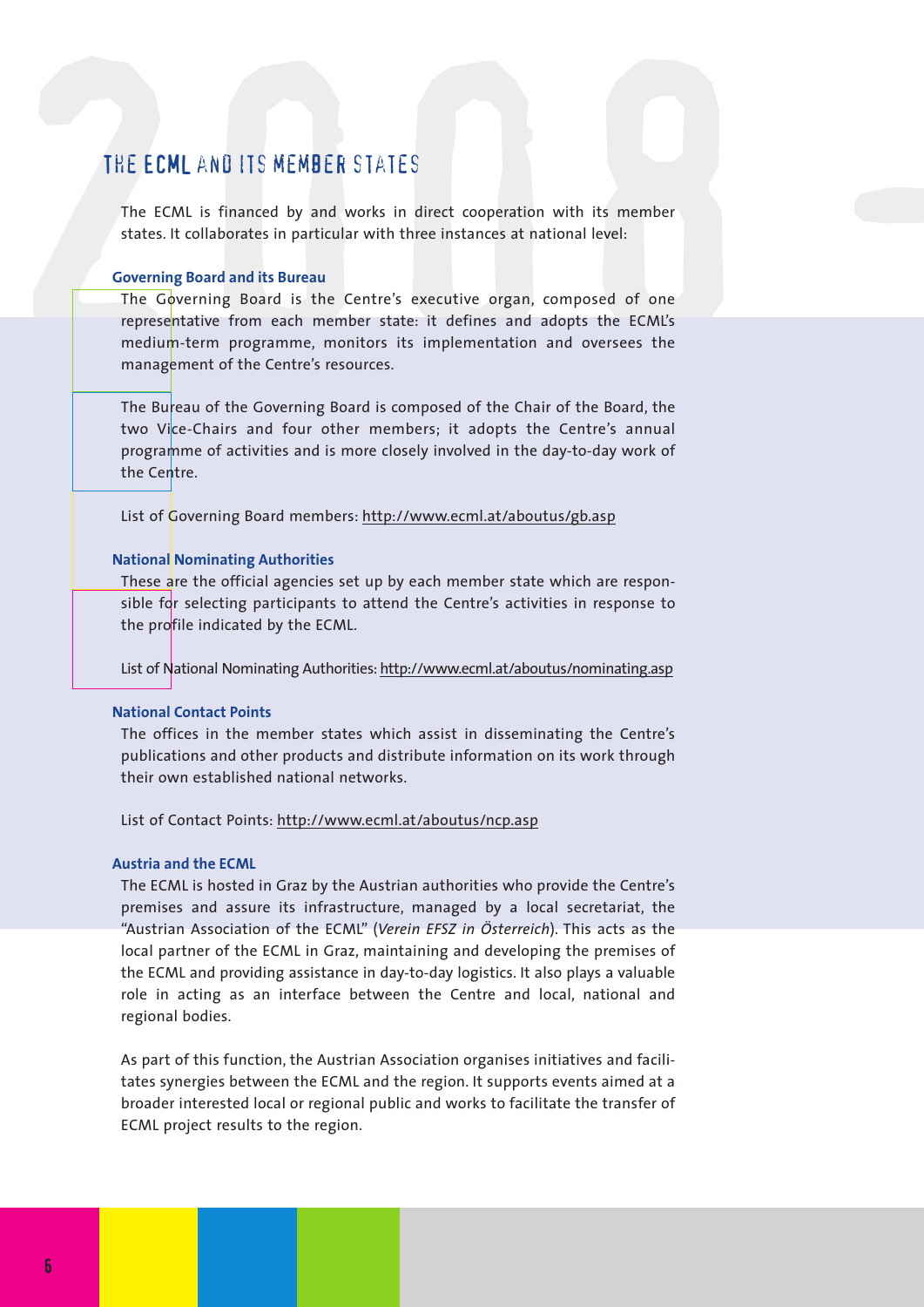## THE ECML AND ITS MEMBER STATES

The ECML is financed by and works in direct cooperation with its member states. It collaborates in particular with three instances at national level:

### Governing Board and its Bureau

The Governing Board is the Centre's executive organ, composed of one representative from each member state: it defines and adopts the ECML's medium-term programme, monitors its implementation and oversees the management of the Centre's resources.

The Bureau of the Governing Board is composed of the Chair of the Board, the two Vice-Chairs and four other members; it adopts the Centre's annual programme of activities and is more closely involved in the day-to-day work of the Centre.

List of Governing Board members: http://www.ecml.at/aboutus/gb.asp

### National Nominating Authorities

These are the official agencies set up by each member state which are responsible for selecting participants to attend the Centre's activities in response to the profile indicated by the ECML.

List of National Nominating Authorities: http://www.ecml.at/aboutus/nominating.asp

### National Contact Points

The offices in the member states which assist in disseminating the Centre's publications and other products and distribute information on its work through their own established national networks.

List of Contact Points: http://www.ecml.at/aboutus/ncp.asp

### Austria and the ECML

The ECML is hosted in Graz by the Austrian authorities who provide the Centre's premises and assure its infrastructure, managed by a local secretariat, the "Austrian Association of the ECML" (*Verein EFSZ in Österreich*). This acts as the local partner of the ECML in Graz, maintaining and developing the premises of the ECML and providing assistance in day-to-day logistics. It also plays a valuable role in acting as an interface between the Centre and local, national and regional bodies.

As part of this function, the Austrian Association organises initiatives and facilitates synergies between the ECML and the region. It supports events aimed at a broader interested local or regional public and works to facilitate the transfer of ECML project results to the region.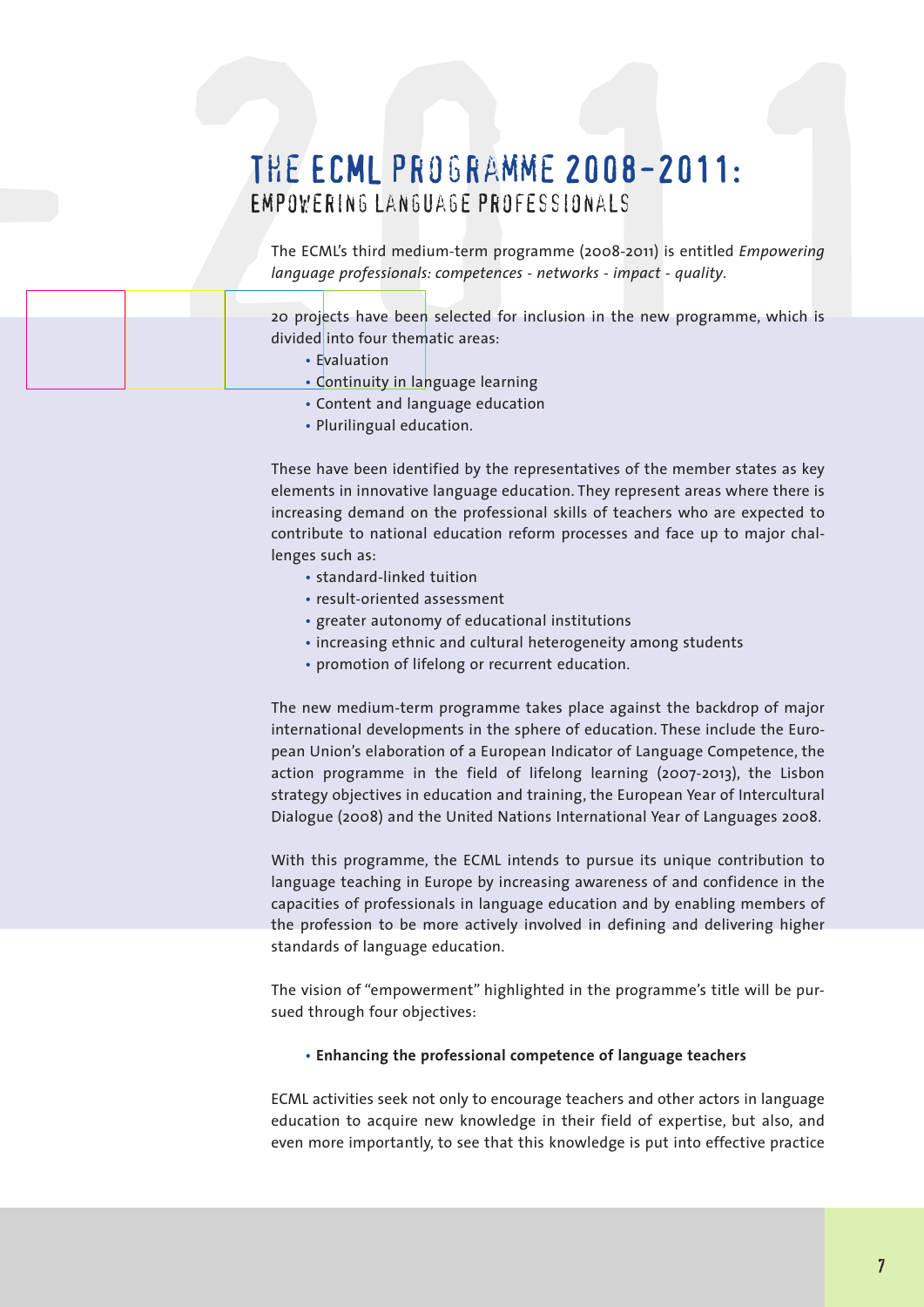# THE ECML PROGRAMME 2008-2011:

## EMPOWERING LANGUAGE PROFESSIONALS

The ECML's third medium-term programme (2008-2011) is entitled *Empowering language professionals: competences - networks - impact - quality*.

20 projects have been selected for inclusion in the new programme, which is divided into four thematic areas:

- Evaluation
- Continuity in language learning
- Content and language education
- Plurilingual education.

These have been identified by the representatives of the member states as key elements in innovative language education. They represent areas where there is increasing demand on the professional skills of teachers who are expected to contribute to national education reform processes and face up to major challenges such as:

- standard-linked tuition
- result-oriented assessment
- greater autonomy of educational institutions
- increasing ethnic and cultural heterogeneity among students
- promotion of lifelong or recurrent education.

The new medium-term programme takes place against the backdrop of major international developments in the sphere of education. These include the European Union's elaboration of a European Indicator of Language Competence, the action programme in the field of lifelong learning (2007-2013), the Lisbon strategy objectives in education and training, the European Year of Intercultural Dialogue (2008) and the United Nations International Year of Languages 2008.

With this programme, the ECML intends to pursue its unique contribution to language teaching in Europe by increasing awareness of and confidence in the capacities of professionals in language education and by enabling members of the profession to be more actively involved in defining and delivering higher standards of language education.

The vision of "empowerment" highlighted in the programme's title will be pursued through four objectives:

- **Enhancing the professional competence of language teachers**

ECML activities seek not only to encourage teachers and other actors in language education to acquire new knowledge in their field of expertise, but also, and even more importantly, to see that this knowledge is put into effective practice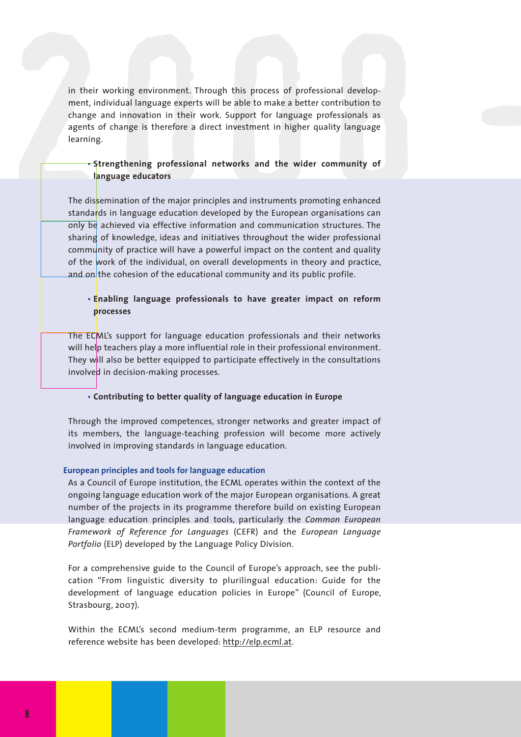in their working environment. Through this process of professional development, individual language experts will be able to make a better contribution to change and innovation in their work. Support for language professionals as agents of change is therefore a direct investment in higher quality language learning.

- **Strengthening professional networks and the wider community of language educators**

The dissemination of the major principles and instruments promoting enhanced standards in language education developed by the European organisations can only be achieved via effective information and communication structures. The sharing of knowledge, ideas and initiatives throughout the wider professional community of practice will have a powerful impact on the content and quality of the work of the individual, on overall developments in theory and practice, and on the cohesion of the educational community and its public profile.

- **Enabling language professionals to have greater impact on reform processes**

The ECML's support for language education professionals and their networks will help teachers play a more influential role in their professional environment. They will also be better equipped to participate effectively in the consultations involved in decision-making processes.

- **Contributing to better quality of language education in Europe**

Through the improved competences, stronger networks and greater impact of its members, the language-teaching profession will become more actively involved in improving standards in language education.

### European principles and tools for language education

As a Council of Europe institution, the ECML operates within the context of the ongoing language education work of the major European organisations. A great number of the projects in its programme therefore build on existing European language education principles and tools, particularly the *Common European Framework of Reference for Languages* (CEFR) and the *European Language Portfolio* (ELP) developed by the Language Policy Division.

For a comprehensive guide to the Council of Europe's approach, see the publication "From linguistic diversity to plurilingual education: Guide for the development of language education policies in Europe" (Council of Europe, Strasbourg, 2007).

Within the ECML's second medium-term programme, an ELP resource and reference website has been developed: http://elp.ecml.at.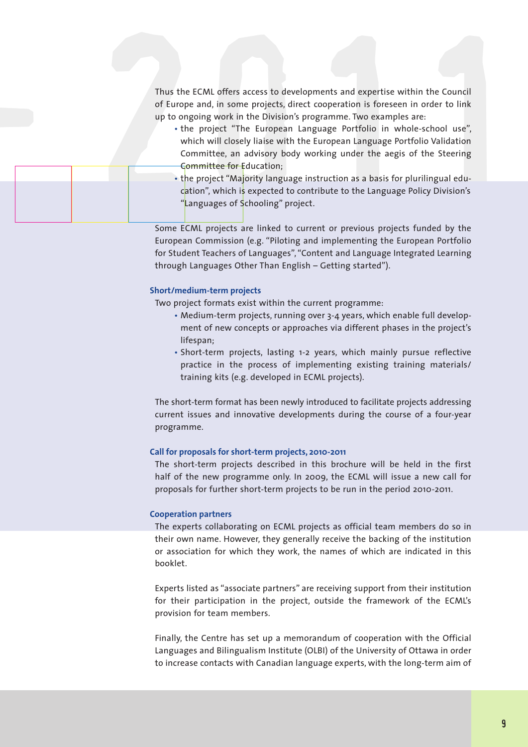Thus the ECML offers access to developments and expertise within the Council of Europe and, in some projects, direct cooperation is foreseen in order to link up to ongoing work in the Division's programme. Two examples are:

- the project "The European Language Portfolio in whole-school use", which will closely liaise with the European Language Portfolio Validation Committee, an advisory body working under the aegis of the Steering Committee for Education;
- the project "Majority language instruction as a basis for plurilingual education", which is expected to contribute to the Language Policy Division's "Languages of Schooling" project.

Some ECML projects are linked to current or previous projects funded by the European Commission (e.g. "Piloting and implementing the European Portfolio for Student Teachers of Languages", "Content and Language Integrated Learning through Languages Other Than English – Getting started").

### Short/medium-term projects

Two project formats exist within the current programme:

- Medium-term projects, running over 3-4 years, which enable full development of new concepts or approaches via different phases in the project's lifespan;
- Short-term projects, lasting 1-2 years, which mainly pursue reflective practice in the process of implementing existing training materials/ training kits (e.g. developed in ECML projects).

The short-term format has been newly introduced to facilitate projects addressing current issues and innovative developments during the course of a four-year programme.

### Call for proposals for short-term projects, 2010-2011

The short-term projects described in this brochure will be held in the first half of the new programme only. In 2009, the ECML will issue a new call for proposals for further short-term projects to be run in the period 2010-2011.

### Cooperation partners

The experts collaborating on ECML projects as official team members do so in their own name. However, they generally receive the backing of the institution or association for which they work, the names of which are indicated in this booklet.

Experts listed as "associate partners" are receiving support from their institution for their participation in the project, outside the framework of the ECML's provision for team members.

Finally, the Centre has set up a memorandum of cooperation with the Official Languages and Bilingualism Institute (OLBI) of the University of Ottawa in order to increase contacts with Canadian language experts, with the long-term aim of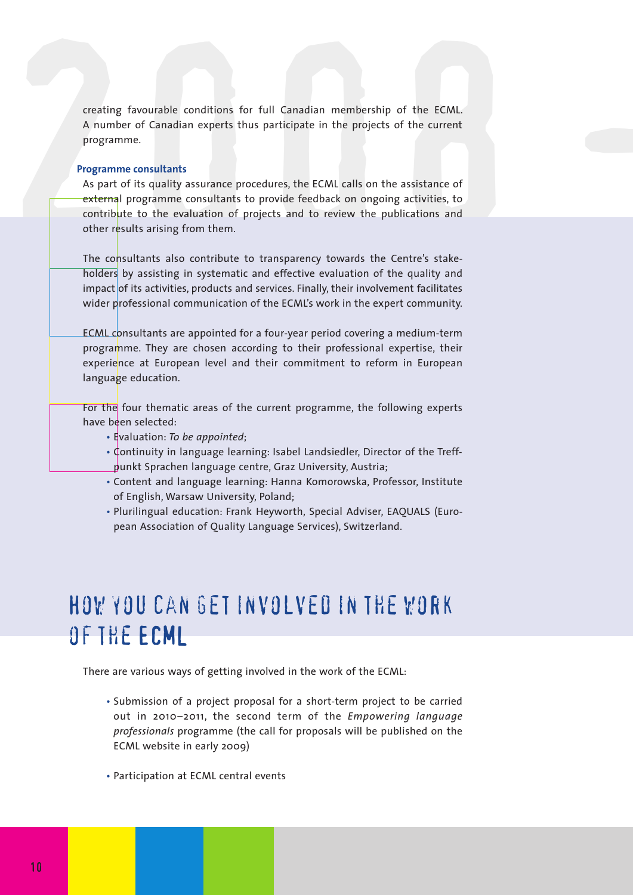creating favourable conditions for full Canadian membership of the ECML. A number of Canadian experts thus participate in the projects of the current programme.

### Programme consultants

As part of its quality assurance procedures, the ECML calls on the assistance of external programme consultants to provide feedback on ongoing activities, to contribute to the evaluation of projects and to review the publications and other results arising from them.

The consultants also contribute to transparency towards the Centre's stakeholders by assisting in systematic and effective evaluation of the quality and impact of its activities, products and services. Finally, their involvement facilitates wider professional communication of the ECML's work in the expert community.

ECML consultants are appointed for a four-year period covering a medium-term programme. They are chosen according to their professional expertise, their experience at European level and their commitment to reform in European language education.

For the four thematic areas of the current programme, the following experts have been selected:

- Evaluation: *To be appointed*;
- Continuity in language learning: Isabel Landsiedler, Director of the Treffpunkt Sprachen language centre, Graz University, Austria;
- Content and language learning: Hanna Komorowska, Professor, Institute of English, Warsaw University, Poland;
- Plurilingual education: Frank Heyworth, Special Adviser, EAQUALS (European Association of Quality Language Services), Switzerland.

## HOW YOU CAN GET INVOLVED IN THE WORK OF THE ECML

There are various ways of getting involved in the work of the ECML:

- Submission of a project proposal for a short-term project to be carried out in 2010–2011, the second term of the *Empowering language professionals* programme (the call for proposals will be published on the ECML website in early 2009)

- Participation at ECML central events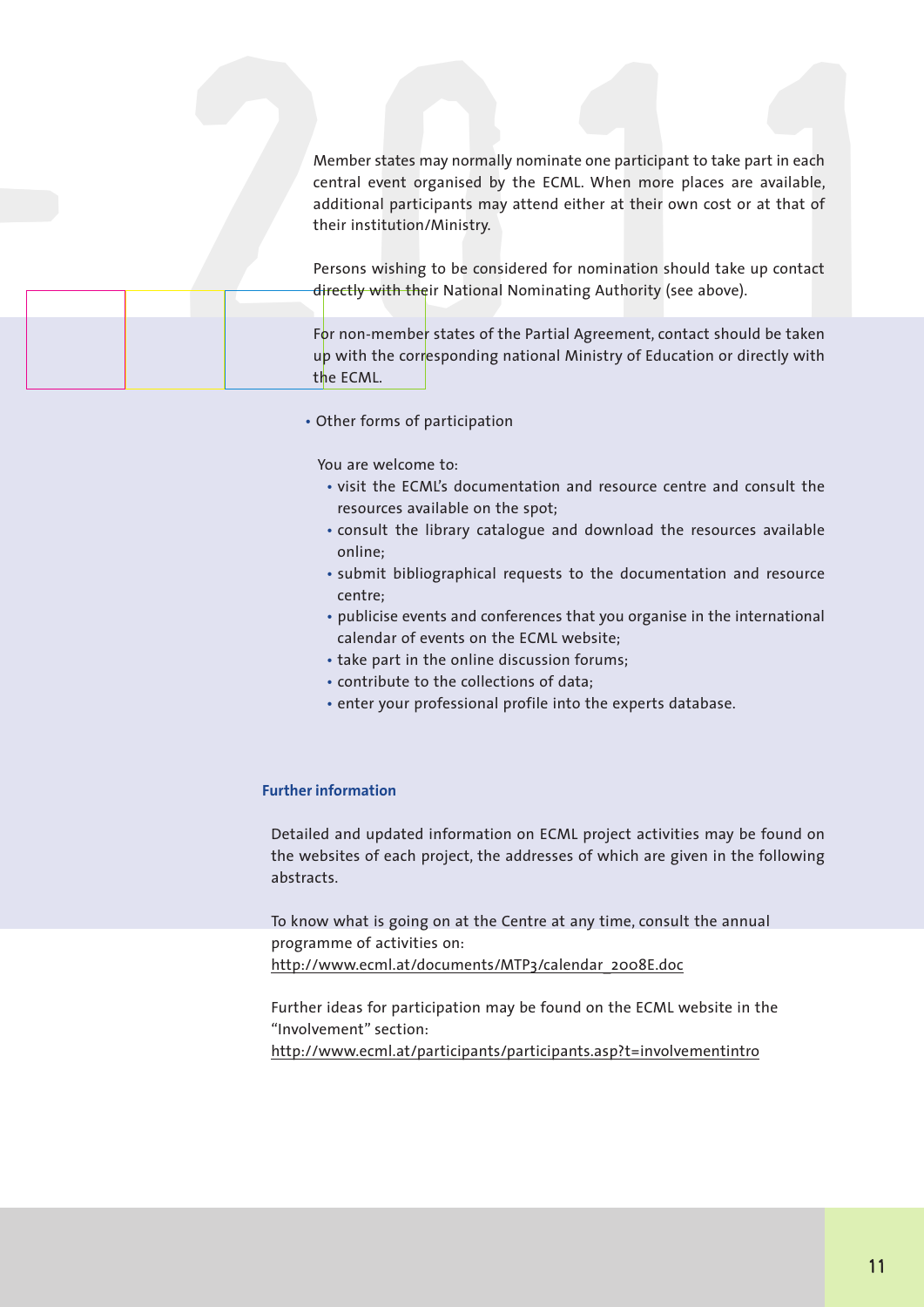Member states may normally nominate one participant to take part in each central event organised by the ECML. When more places are available, additional participants may attend either at their own cost or at that of their institution/Ministry.

Persons wishing to be considered for nomination should take up contact directly with their National Nominating Authority (see above).

For non-member states of the Partial Agreement, contact should be taken up with the corresponding national Ministry of Education or directly with the ECML.

- Other forms of participation

  You are welcome to:
  - visit the ECML's documentation and resource centre and consult the resources available on the spot;
  - consult the library catalogue and download the resources available online;
  - submit bibliographical requests to the documentation and resource centre;
  - publicise events and conferences that you organise in the international calendar of events on the ECML website;
  - take part in the online discussion forums;
  - contribute to the collections of data;
  - enter your professional profile into the experts database.

### Further information

Detailed and updated information on ECML project activities may be found on the websites of each project, the addresses of which are given in the following abstracts.

To know what is going on at the Centre at any time, consult the annual programme of activities on:
http://www.ecml.at/documents/MTP3/calendar_2008E.doc

Further ideas for participation may be found on the ECML website in the "Involvement" section:
http://www.ecml.at/participants/participants.asp?t=involvementintro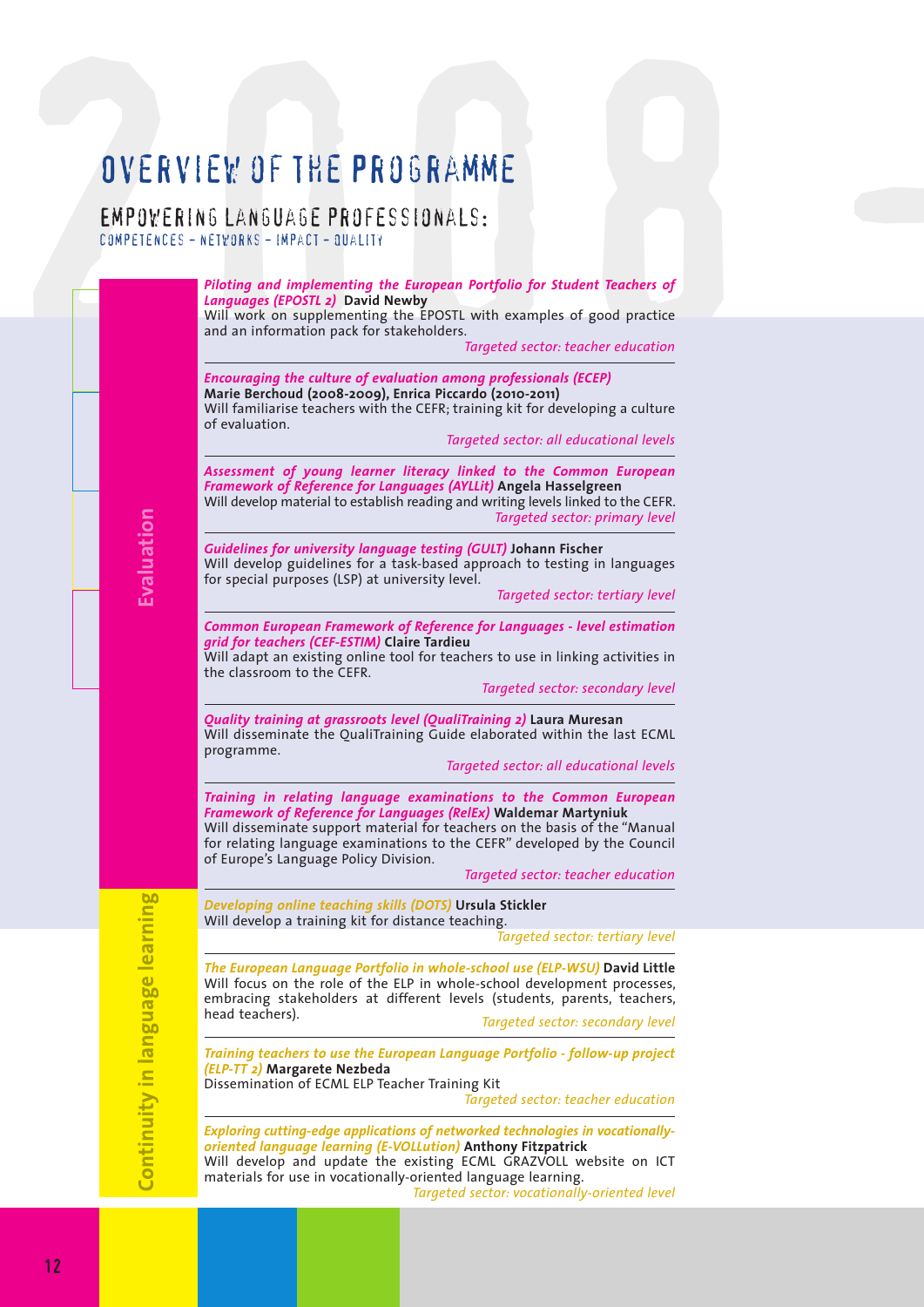# OVERVIEW OF THE PROGRAMME

## EMPOWERING LANGUAGE PROFESSIONALS:

COMPETENCES – NETWORKS – IMPACT – QUALITY

### Evaluation

***Piloting and implementing the European Portfolio for Student Teachers of Languages (EPOSTL 2)*** **David Newby**
Will work on supplementing the EPOSTL with examples of good practice and an information pack for stakeholders.
*Targeted sector: teacher education*

---

***Encouraging the culture of evaluation among professionals (ECEP)***
**Marie Berchoud (2008-2009), Enrica Piccardo (2010-2011)**
Will familiarise teachers with the CEFR; training kit for developing a culture of evaluation.
*Targeted sector: all educational levels*

---

***Assessment of young learner literacy linked to the Common European Framework of Reference for Languages (AYLLit)*** **Angela Hasselgreen**
Will develop material to establish reading and writing levels linked to the CEFR.
*Targeted sector: primary level*

---

***Guidelines for university language testing (GULT)*** **Johann Fischer**
Will develop guidelines for a task-based approach to testing in languages for special purposes (LSP) at university level.
*Targeted sector: tertiary level*

---

***Common European Framework of Reference for Languages - level estimation grid for teachers (CEF-ESTIM)*** **Claire Tardieu**
Will adapt an existing online tool for teachers to use in linking activities in the classroom to the CEFR.
*Targeted sector: secondary level*

---

***Quality training at grassroots level (QualiTraining 2)*** **Laura Muresan**
Will disseminate the QualiTraining Guide elaborated within the last ECML programme.
*Targeted sector: all educational levels*

---

***Training in relating language examinations to the Common European Framework of Reference for Languages (RelEx)*** **Waldemar Martyniuk**
Will disseminate support material for teachers on the basis of the "Manual for relating language examinations to the CEFR" developed by the Council of Europe's Language Policy Division.
*Targeted sector: teacher education*

### Continuity in language learning

***Developing online teaching skills (DOTS)*** **Ursula Stickler**
Will develop a training kit for distance teaching.
*Targeted sector: tertiary level*

---

***The European Language Portfolio in whole-school use (ELP-WSU)*** **David Little**
Will focus on the role of the ELP in whole-school development processes, embracing stakeholders at different levels (students, parents, teachers, head teachers).
*Targeted sector: secondary level*

---

***Training teachers to use the European Language Portfolio - follow-up project (ELP-TT 2)*** **Margarete Nezbeda**
Dissemination of ECML ELP Teacher Training Kit
*Targeted sector: teacher education*

---

***Exploring cutting-edge applications of networked technologies in vocationally-oriented language learning (E-VOLLution)*** **Anthony Fitzpatrick**
Will develop and update the existing ECML GRAZVOLL website on ICT materials for use in vocationally-oriented language learning.
*Targeted sector: vocationally-oriented level*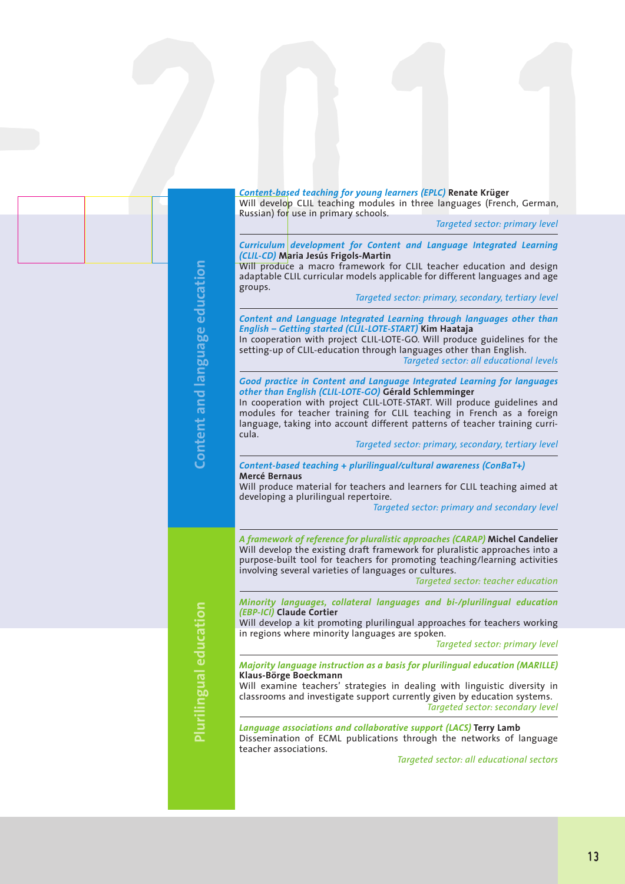## Content and language education

***Content-based teaching for young learners (EPLC)*** **Renate Krüger**
Will develop CLIL teaching modules in three languages (French, German, Russian) for use in primary schools.

*Targeted sector: primary level*

***Curriculum development for Content and Language Integrated Learning (CLIL-CD)*** **Maria Jesús Frigols-Martin**
Will produce a macro framework for CLIL teacher education and design adaptable CLIL curricular models applicable for different languages and age groups.

*Targeted sector: primary, secondary, tertiary level*

***Content and Language Integrated Learning through languages other than English – Getting started (CLIL-LOTE-START)*** **Kim Haataja**
In cooperation with project CLIL-LOTE-GO. Will produce guidelines for the setting-up of CLIL-education through languages other than English.

*Targeted sector: all educational levels*

***Good practice in Content and Language Integrated Learning for languages other than English (CLIL-LOTE-GO)*** **Gérald Schlemminger**
In cooperation with project CLIL-LOTE-START. Will produce guidelines and modules for teacher training for CLIL teaching in French as a foreign language, taking into account different patterns of teacher training curricula.

*Targeted sector: primary, secondary, tertiary level*

***Content-based teaching + plurilingual/cultural awareness (ConBaT+)***
**Mercé Bernaus**
Will produce material for teachers and learners for CLIL teaching aimed at developing a plurilingual repertoire.

*Targeted sector: primary and secondary level*

## Plurilingual education

***A framework of reference for pluralistic approaches (CARAP)*** **Michel Candelier**
Will develop the existing draft framework for pluralistic approaches into a purpose-built tool for teachers for promoting teaching/learning activities involving several varieties of languages or cultures.

*Targeted sector: teacher education*

***Minority languages, collateral languages and bi-/plurilingual education (EBP-ICI)*** **Claude Cortier**
Will develop a kit promoting plurilingual approaches for teachers working in regions where minority languages are spoken.

*Targeted sector: primary level*

***Majority language instruction as a basis for plurilingual education (MARILLE)***
**Klaus-Börge Boeckmann**
Will examine teachers' strategies in dealing with linguistic diversity in classrooms and investigate support currently given by education systems.

*Targeted sector: secondary level*

***Language associations and collaborative support (LACS)*** **Terry Lamb**
Dissemination of ECML publications through the networks of language teacher associations.

*Targeted sector: all educational sectors*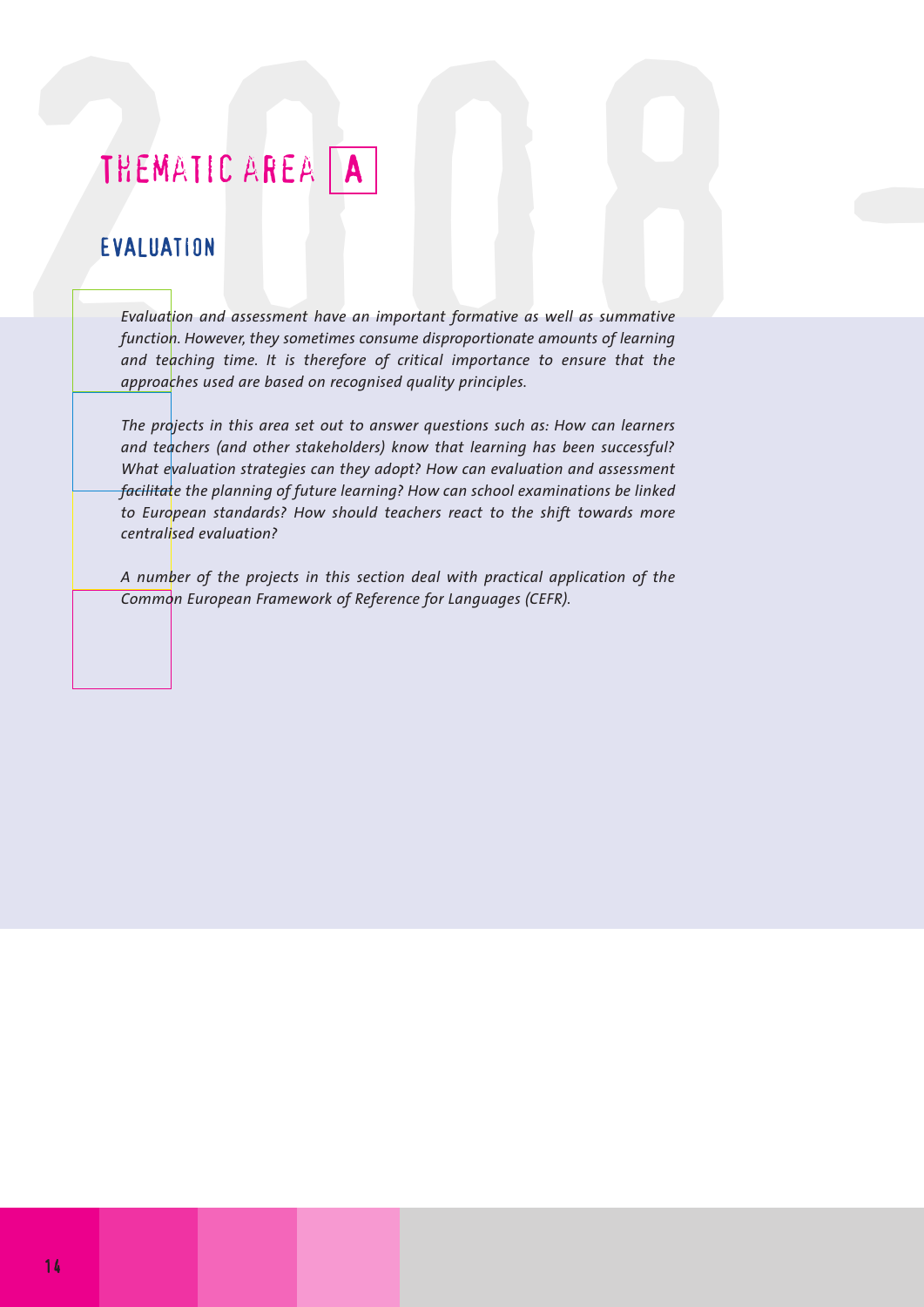# THEMATIC AREA A

## EVALUATION

*Evaluation and assessment have an important formative as well as summative function. However, they sometimes consume disproportionate amounts of learning and teaching time. It is therefore of critical importance to ensure that the approaches used are based on recognised quality principles.*

*The projects in this area set out to answer questions such as: How can learners and teachers (and other stakeholders) know that learning has been successful? What evaluation strategies can they adopt? How can evaluation and assessment facilitate the planning of future learning? How can school examinations be linked to European standards? How should teachers react to the shift towards more centralised evaluation?*

*A number of the projects in this section deal with practical application of the Common European Framework of Reference for Languages (CEFR).*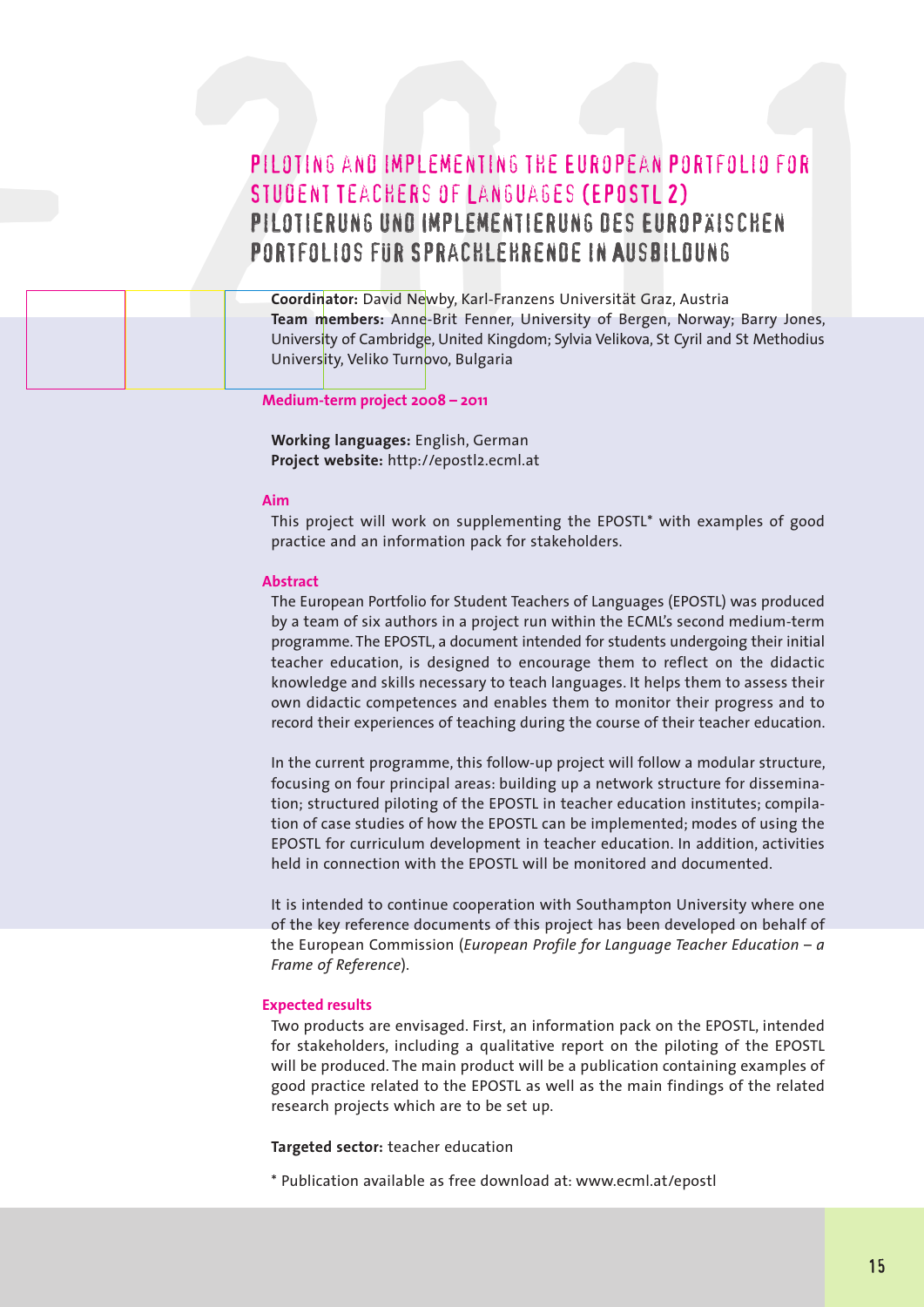# Piloting and implementing the European Portfolio for Student Teachers of Languages (EPOSTL 2)

# Pilotierung und Implementierung des Europäischen Portfolios für Sprachlehrende in Ausbildung

**Coordinator:** David Newby, Karl-Franzens Universität Graz, Austria
**Team members:** Anne-Brit Fenner, University of Bergen, Norway; Barry Jones, University of Cambridge, United Kingdom; Sylvia Velikova, St Cyril and St Methodius University, Veliko Turnovo, Bulgaria

**Medium-term project 2008 – 2011**

**Working languages:** English, German
**Project website:** http://epostl2.ecml.at

### Aim

This project will work on supplementing the EPOSTL* with examples of good practice and an information pack for stakeholders.

### Abstract

The European Portfolio for Student Teachers of Languages (EPOSTL) was produced by a team of six authors in a project run within the ECML's second medium-term programme. The EPOSTL, a document intended for students undergoing their initial teacher education, is designed to encourage them to reflect on the didactic knowledge and skills necessary to teach languages. It helps them to assess their own didactic competences and enables them to monitor their progress and to record their experiences of teaching during the course of their teacher education.

In the current programme, this follow-up project will follow a modular structure, focusing on four principal areas: building up a network structure for dissemination; structured piloting of the EPOSTL in teacher education institutes; compilation of case studies of how the EPOSTL can be implemented; modes of using the EPOSTL for curriculum development in teacher education. In addition, activities held in connection with the EPOSTL will be monitored and documented.

It is intended to continue cooperation with Southampton University where one of the key reference documents of this project has been developed on behalf of the European Commission (*European Profile for Language Teacher Education – a Frame of Reference*).

### Expected results

Two products are envisaged. First, an information pack on the EPOSTL, intended for stakeholders, including a qualitative report on the piloting of the EPOSTL will be produced. The main product will be a publication containing examples of good practice related to the EPOSTL as well as the main findings of the related research projects which are to be set up.

**Targeted sector:** teacher education

* Publication available as free download at: www.ecml.at/epostl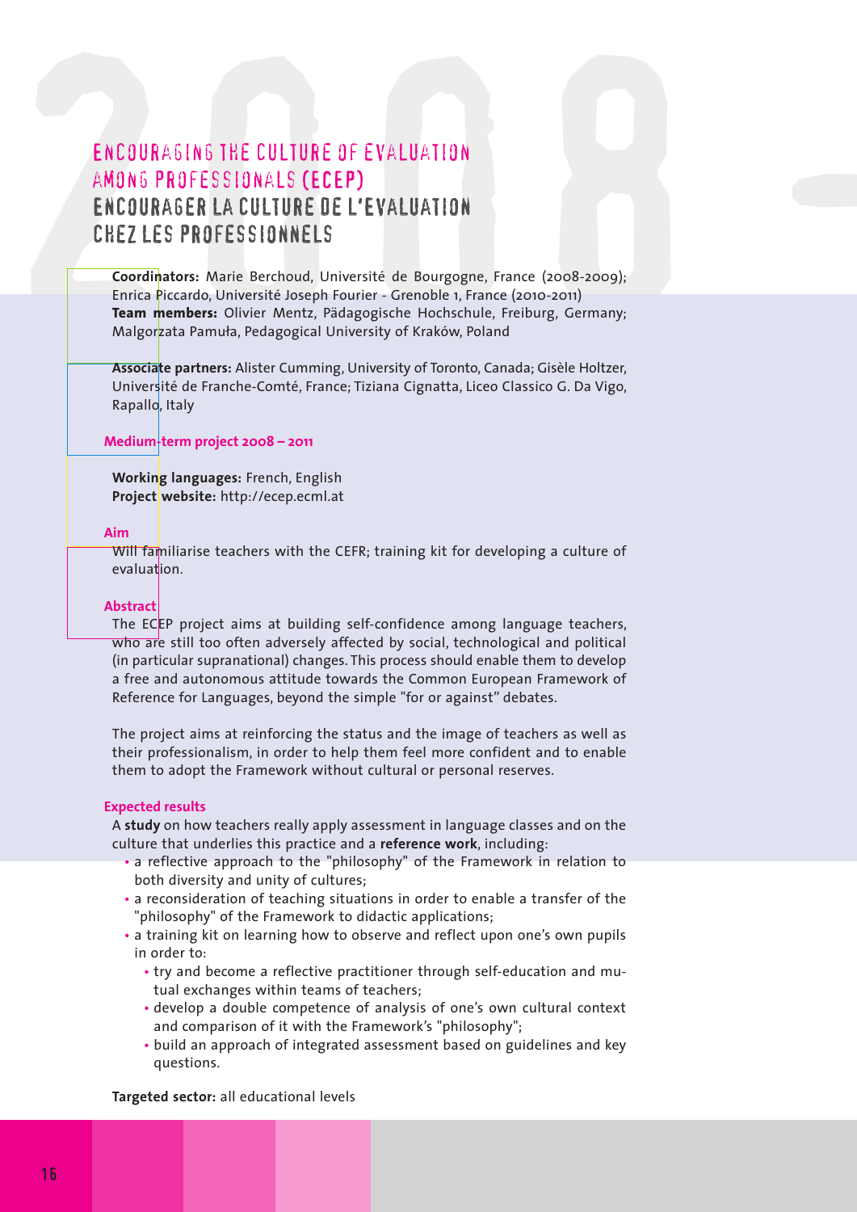# ENCOURAGING THE CULTURE OF EVALUATION AMONG PROFESSIONALS (ECEP)

# ENCOURAGER LA CULTURE DE L'EVALUATION CHEZ LES PROFESSIONNELS

**Coordinators:** Marie Berchoud, Université de Bourgogne, France (2008-2009); Enrica Piccardo, Université Joseph Fourier - Grenoble 1, France (2010-2011)
**Team members:** Olivier Mentz, Pädagogische Hochschule, Freiburg, Germany; Malgorzata Pamuła, Pedagogical University of Kraków, Poland

**Associate partners:** Alister Cumming, University of Toronto, Canada; Gisèle Holtzer, Université de Franche-Comté, France; Tiziana Cignatta, Liceo Classico G. Da Vigo, Rapallo, Italy

**Medium-term project 2008 – 2011**

**Working languages:** French, English
**Project website:** http://ecep.ecml.at

**Aim**

Will familiarise teachers with the CEFR; training kit for developing a culture of evaluation.

**Abstract**

The ECEP project aims at building self-confidence among language teachers, who are still too often adversely affected by social, technological and political (in particular supranational) changes. This process should enable them to develop a free and autonomous attitude towards the Common European Framework of Reference for Languages, beyond the simple "for or against" debates.

The project aims at reinforcing the status and the image of teachers as well as their professionalism, in order to help them feel more confident and to enable them to adopt the Framework without cultural or personal reserves.

**Expected results**

A **study** on how teachers really apply assessment in language classes and on the culture that underlies this practice and a **reference work**, including:

- a reflective approach to the "philosophy" of the Framework in relation to both diversity and unity of cultures;
- a reconsideration of teaching situations in order to enable a transfer of the "philosophy" of the Framework to didactic applications;
- a training kit on learning how to observe and reflect upon one's own pupils in order to:
  - try and become a reflective practitioner through self-education and mutual exchanges within teams of teachers;
  - develop a double competence of analysis of one's own cultural context and comparison of it with the Framework's "philosophy";
  - build an approach of integrated assessment based on guidelines and key questions.

**Targeted sector:** all educational levels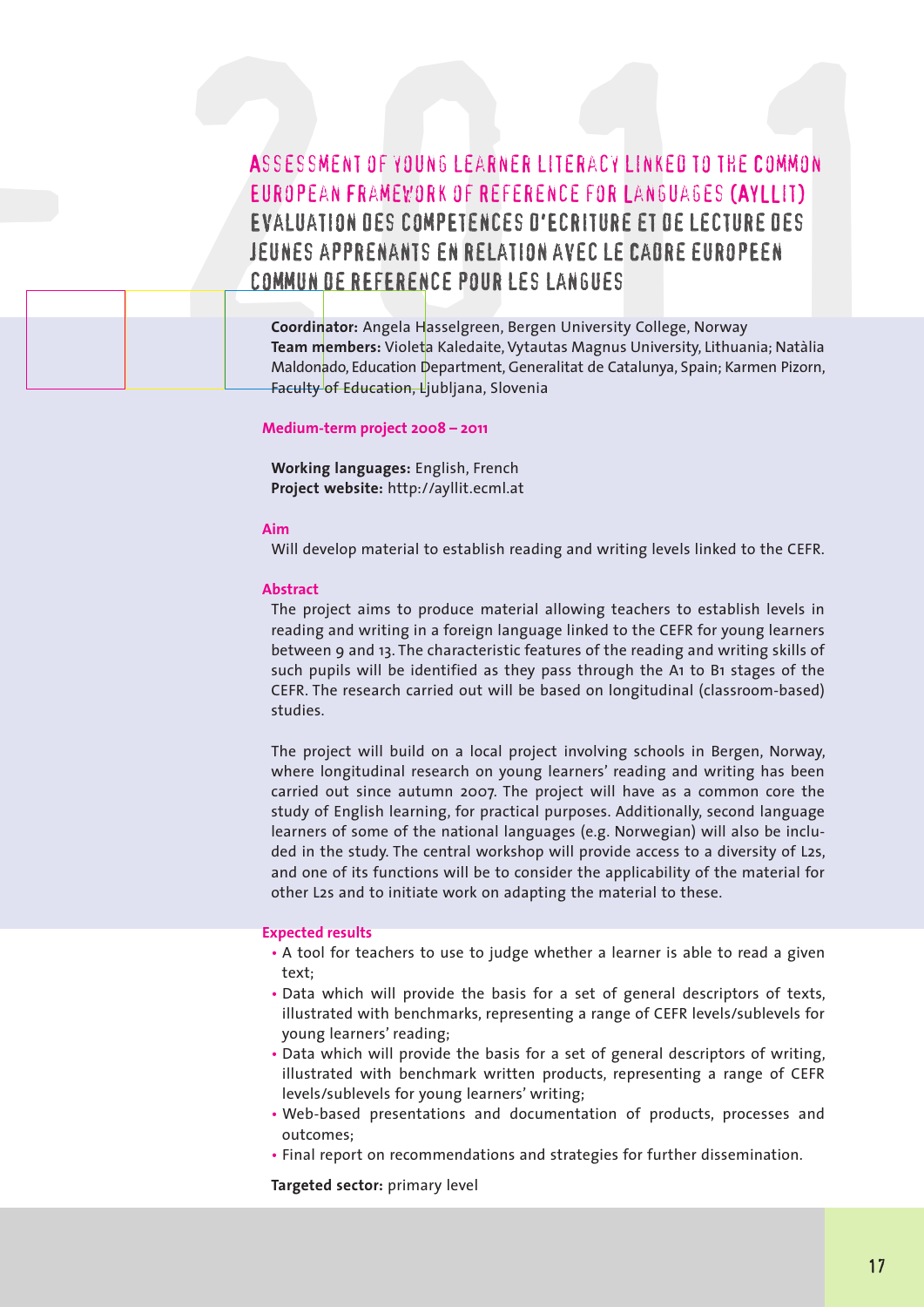# ASSESSMENT OF YOUNG LEARNER LITERACY LINKED TO THE COMMON EUROPEAN FRAMEWORK OF REFERENCE FOR LANGUAGES (AYLLIT)

# EVALUATION DES COMPETENCES D'ECRITURE ET DE LECTURE DES JEUNES APPRENANTS EN RELATION AVEC LE CADRE EUROPEEN COMMUN DE REFERENCE POUR LES LANGUES

**Coordinator:** Angela Hasselgreen, Bergen University College, Norway
**Team members:** Violeta Kaledaite, Vytautas Magnus University, Lithuania; Natàlia Maldonado, Education Department, Generalitat de Catalunya, Spain; Karmen Pizorn, Faculty of Education, Ljubljana, Slovenia

**Medium-term project 2008 – 2011**

**Working languages:** English, French
**Project website:** http://ayllit.ecml.at

**Aim**

Will develop material to establish reading and writing levels linked to the CEFR.

**Abstract**

The project aims to produce material allowing teachers to establish levels in reading and writing in a foreign language linked to the CEFR for young learners between 9 and 13. The characteristic features of the reading and writing skills of such pupils will be identified as they pass through the A1 to B1 stages of the CEFR. The research carried out will be based on longitudinal (classroom-based) studies.

The project will build on a local project involving schools in Bergen, Norway, where longitudinal research on young learners' reading and writing has been carried out since autumn 2007. The project will have as a common core the study of English learning, for practical purposes. Additionally, second language learners of some of the national languages (e.g. Norwegian) will also be included in the study. The central workshop will provide access to a diversity of L2s, and one of its functions will be to consider the applicability of the material for other L2s and to initiate work on adapting the material to these.

**Expected results**

- A tool for teachers to use to judge whether a learner is able to read a given text;
- Data which will provide the basis for a set of general descriptors of texts, illustrated with benchmarks, representing a range of CEFR levels/sublevels for young learners' reading;
- Data which will provide the basis for a set of general descriptors of writing, illustrated with benchmark written products, representing a range of CEFR levels/sublevels for young learners' writing;
- Web-based presentations and documentation of products, processes and outcomes;
- Final report on recommendations and strategies for further dissemination.

**Targeted sector:** primary level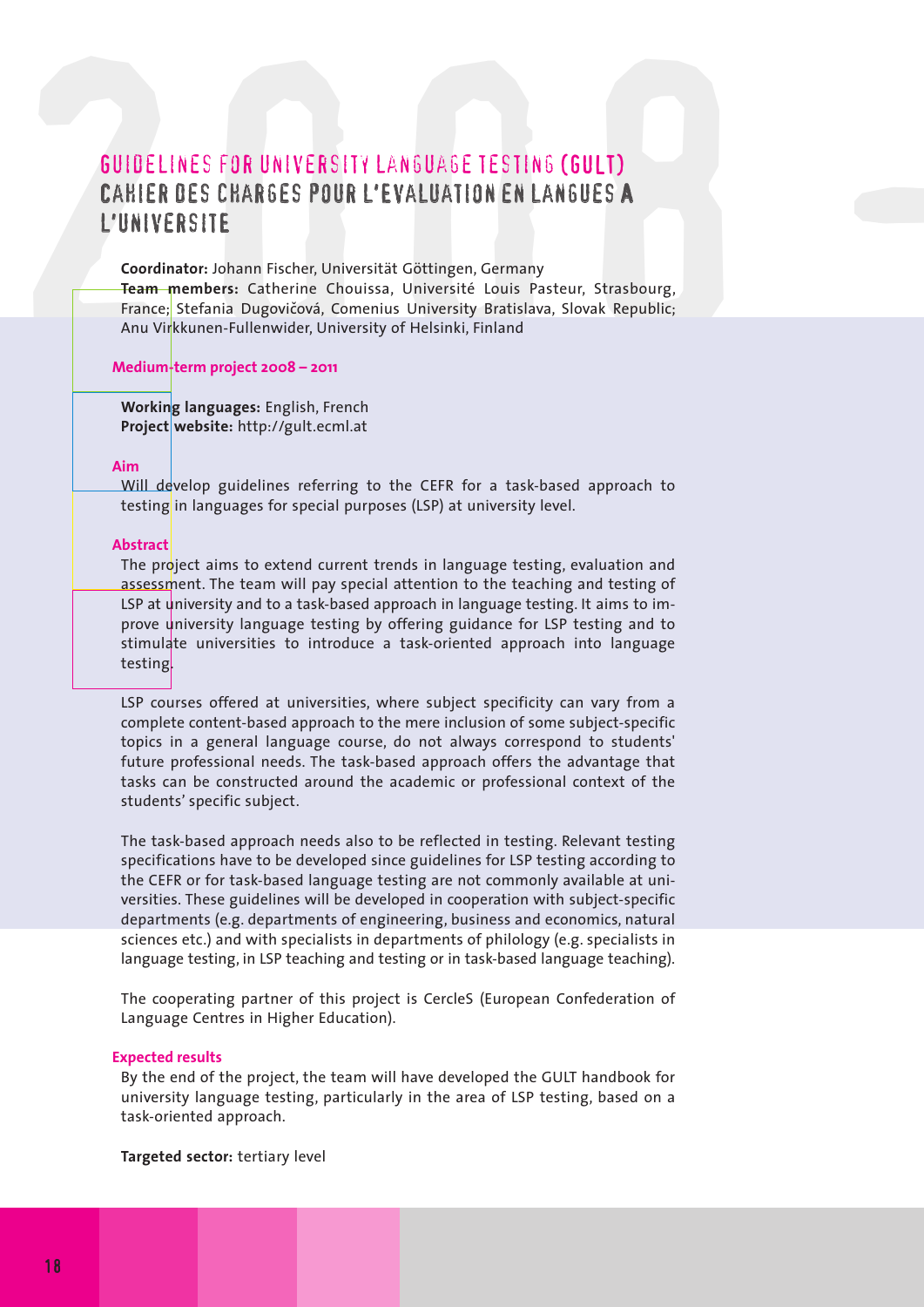# GUIDELINES FOR UNIVERSITY LANGUAGE TESTING (GULT)

## CAHIER DES CHARGES POUR L'EVALUATION EN LANGUES A L'UNIVERSITE

**Coordinator:** Johann Fischer, Universität Göttingen, Germany
**Team members:** Catherine Chouissa, Université Louis Pasteur, Strasbourg, France; Stefania Dugovičová, Comenius University Bratislava, Slovak Republic; Anu Virkkunen-Fullenwider, University of Helsinki, Finland

**Medium-term project 2008 – 2011**

**Working languages:** English, French
**Project website:** http://gult.ecml.at

**Aim**

Will develop guidelines referring to the CEFR for a task-based approach to testing in languages for special purposes (LSP) at university level.

**Abstract**

The project aims to extend current trends in language testing, evaluation and assessment. The team will pay special attention to the teaching and testing of LSP at university and to a task-based approach in language testing. It aims to improve university language testing by offering guidance for LSP testing and to stimulate universities to introduce a task-oriented approach into language testing.

LSP courses offered at universities, where subject specificity can vary from a complete content-based approach to the mere inclusion of some subject-specific topics in a general language course, do not always correspond to students' future professional needs. The task-based approach offers the advantage that tasks can be constructed around the academic or professional context of the students' specific subject.

The task-based approach needs also to be reflected in testing. Relevant testing specifications have to be developed since guidelines for LSP testing according to the CEFR or for task-based language testing are not commonly available at universities. These guidelines will be developed in cooperation with subject-specific departments (e.g. departments of engineering, business and economics, natural sciences etc.) and with specialists in departments of philology (e.g. specialists in language testing, in LSP teaching and testing or in task-based language teaching).

The cooperating partner of this project is CercleS (European Confederation of Language Centres in Higher Education).

**Expected results**

By the end of the project, the team will have developed the GULT handbook for university language testing, particularly in the area of LSP testing, based on a task-oriented approach.

**Targeted sector:** tertiary level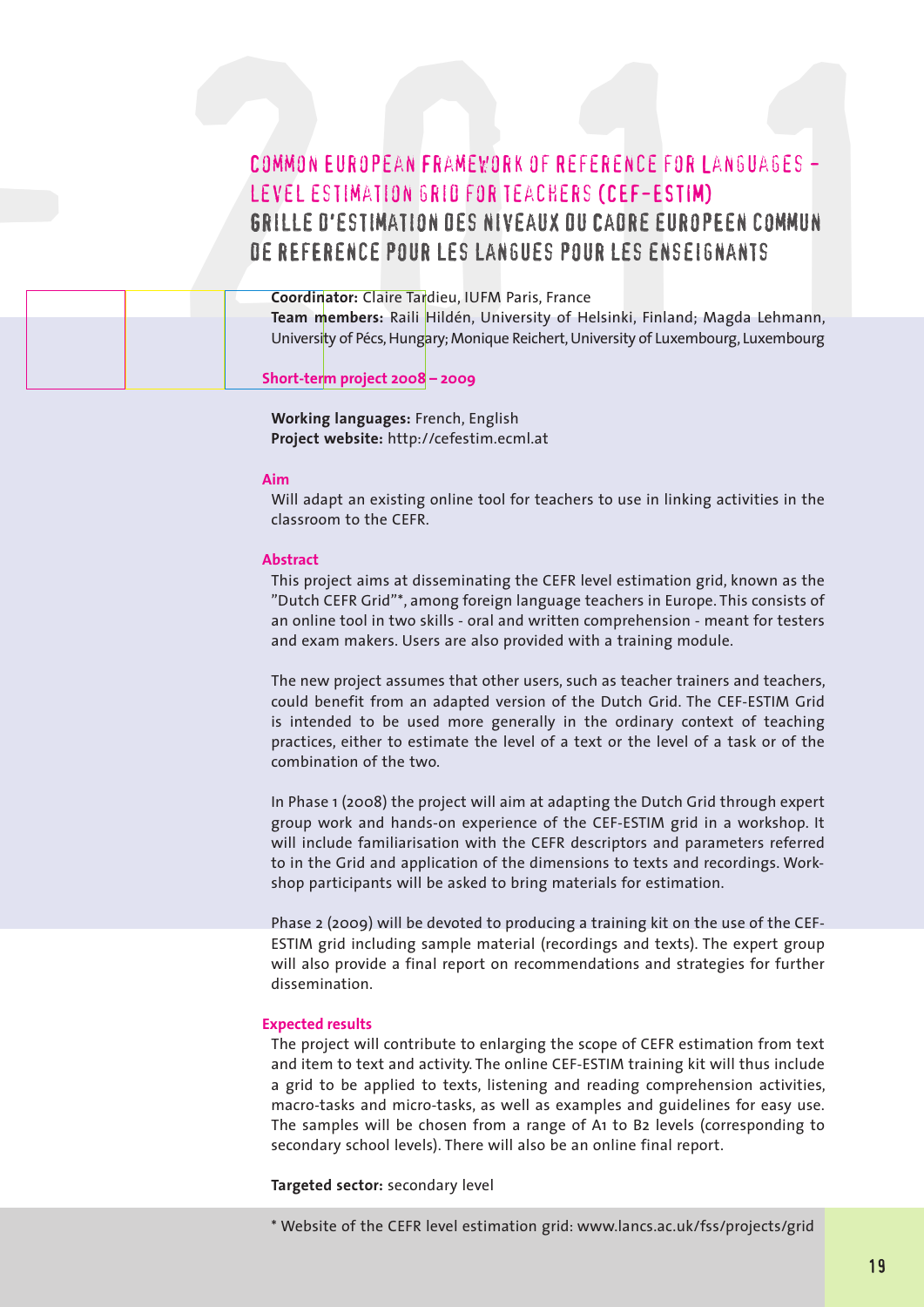# COMMON EUROPEAN FRAMEWORK OF REFERENCE FOR LANGUAGES – LEVEL ESTIMATION GRID FOR TEACHERS (CEF-ESTIM)

## GRILLE D'ESTIMATION DES NIVEAUX DU CADRE EUROPEEN COMMUN DE REFERENCE POUR LES LANGUES POUR LES ENSEIGNANTS

**Coordinator:** Claire Tardieu, IUFM Paris, France
**Team members:** Raili Hildén, University of Helsinki, Finland; Magda Lehmann, University of Pécs, Hungary; Monique Reichert, University of Luxembourg, Luxembourg

**Short-term project 2008 – 2009**

**Working languages:** French, English
**Project website:** http://cefestim.ecml.at

### Aim

Will adapt an existing online tool for teachers to use in linking activities in the classroom to the CEFR.

### Abstract

This project aims at disseminating the CEFR level estimation grid, known as the "Dutch CEFR Grid"*, among foreign language teachers in Europe. This consists of an online tool in two skills - oral and written comprehension - meant for testers and exam makers. Users are also provided with a training module.

The new project assumes that other users, such as teacher trainers and teachers, could benefit from an adapted version of the Dutch Grid. The CEF-ESTIM Grid is intended to be used more generally in the ordinary context of teaching practices, either to estimate the level of a text or the level of a task or of the combination of the two.

In Phase 1 (2008) the project will aim at adapting the Dutch Grid through expert group work and hands-on experience of the CEF-ESTIM grid in a workshop. It will include familiarisation with the CEFR descriptors and parameters referred to in the Grid and application of the dimensions to texts and recordings. Workshop participants will be asked to bring materials for estimation.

Phase 2 (2009) will be devoted to producing a training kit on the use of the CEF-ESTIM grid including sample material (recordings and texts). The expert group will also provide a final report on recommendations and strategies for further dissemination.

### Expected results

The project will contribute to enlarging the scope of CEFR estimation from text and item to text and activity. The online CEF-ESTIM training kit will thus include a grid to be applied to texts, listening and reading comprehension activities, macro-tasks and micro-tasks, as well as examples and guidelines for easy use. The samples will be chosen from a range of A1 to B2 levels (corresponding to secondary school levels). There will also be an online final report.

**Targeted sector:** secondary level

* Website of the CEFR level estimation grid: www.lancs.ac.uk/fss/projects/grid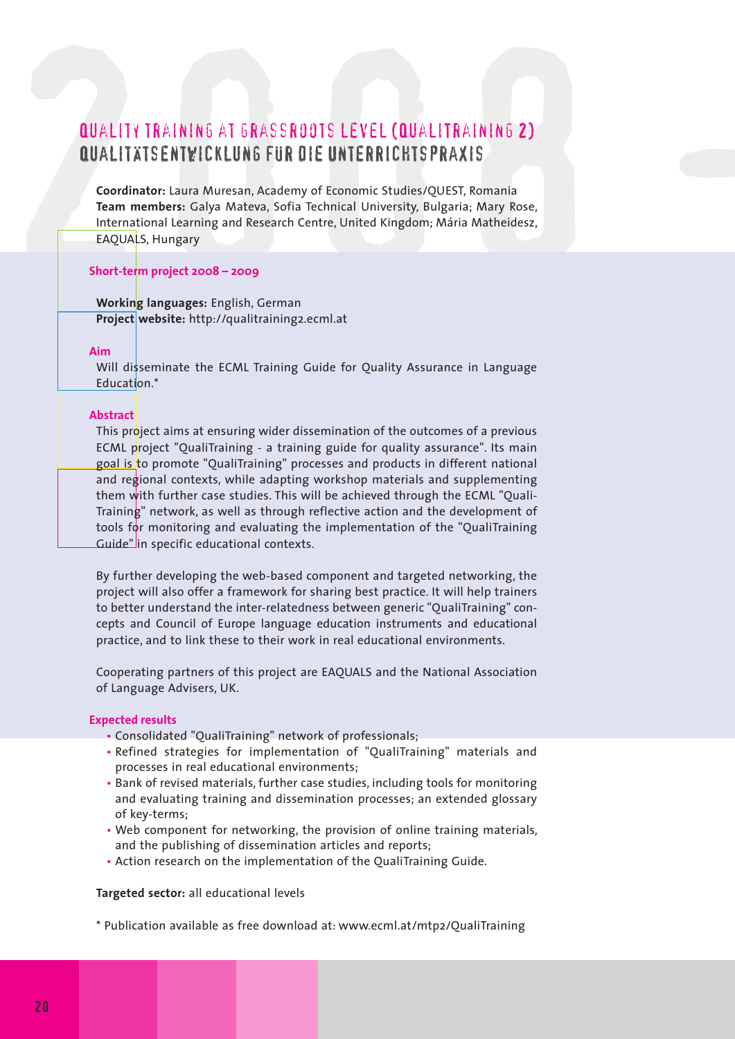# QUALITY TRAINING AT GRASSROOTS LEVEL (QUALITRAINING 2)
## QUALITÄTSENTWICKLUNG FÜR DIE UNTERRICHTSPRAXIS

**Coordinator:** Laura Muresan, Academy of Economic Studies/QUEST, Romania
**Team members:** Galya Mateva, Sofia Technical University, Bulgaria; Mary Rose, International Learning and Research Centre, United Kingdom; Mária Matheidesz, EAQUALS, Hungary

### Short-term project 2008 – 2009

**Working languages:** English, German
**Project website:** http://qualitraining2.ecml.at

### Aim

Will disseminate the ECML Training Guide for Quality Assurance in Language Education.*

### Abstract

This project aims at ensuring wider dissemination of the outcomes of a previous ECML project "QualiTraining - a training guide for quality assurance". Its main goal is to promote "QualiTraining" processes and products in different national and regional contexts, while adapting workshop materials and supplementing them with further case studies. This will be achieved through the ECML "QualiTraining" network, as well as through reflective action and the development of tools for monitoring and evaluating the implementation of the "QualiTraining Guide" in specific educational contexts.

By further developing the web-based component and targeted networking, the project will also offer a framework for sharing best practice. It will help trainers to better understand the inter-relatedness between generic "QualiTraining" concepts and Council of Europe language education instruments and educational practice, and to link these to their work in real educational environments.

Cooperating partners of this project are EAQUALS and the National Association of Language Advisers, UK.

### Expected results

- Consolidated "QualiTraining" network of professionals;
- Refined strategies for implementation of "QualiTraining" materials and processes in real educational environments;
- Bank of revised materials, further case studies, including tools for monitoring and evaluating training and dissemination processes; an extended glossary of key-terms;
- Web component for networking, the provision of online training materials, and the publishing of dissemination articles and reports;
- Action research on the implementation of the QualiTraining Guide.

**Targeted sector:** all educational levels

* Publication available as free download at: www.ecml.at/mtp2/QualiTraining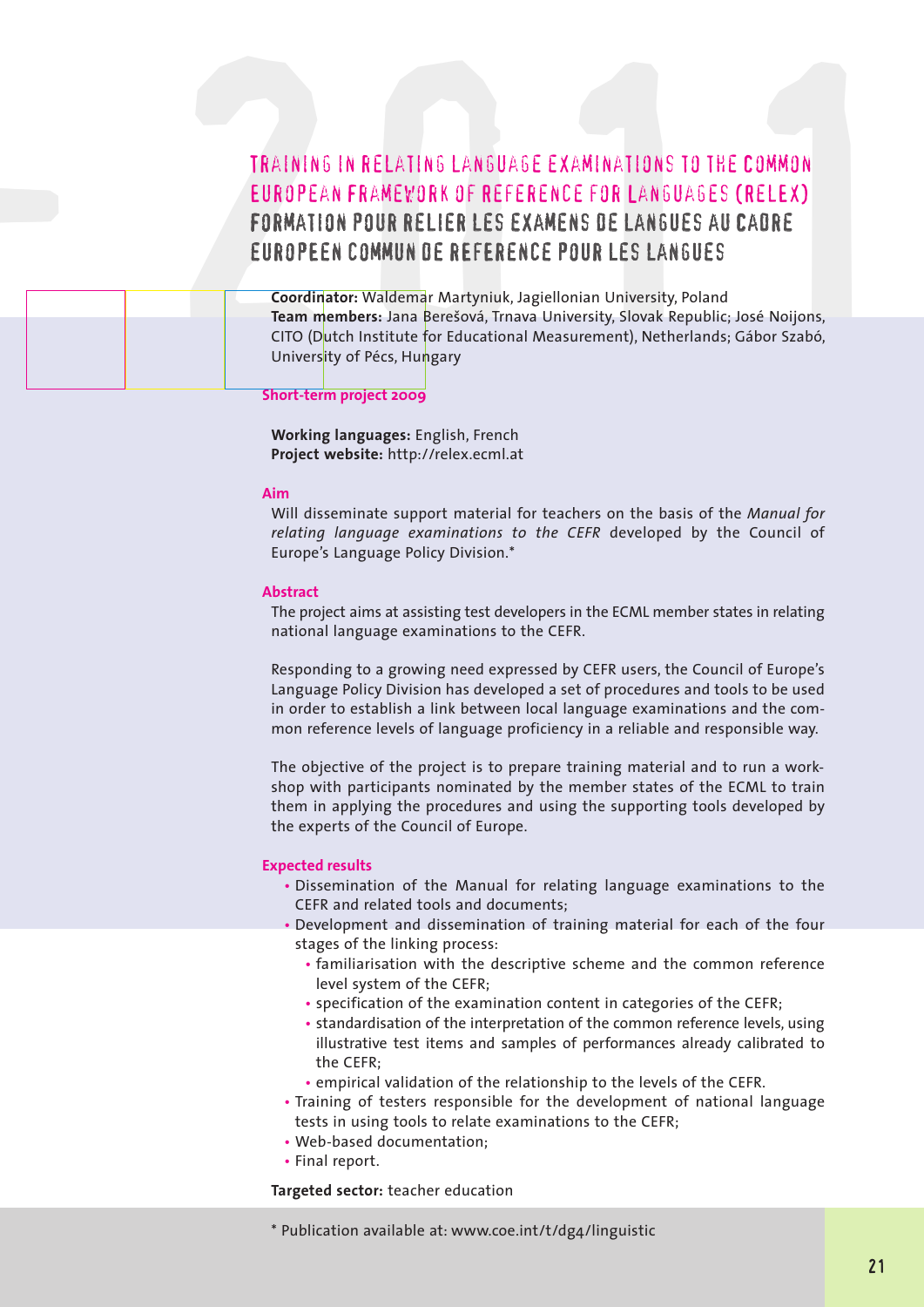## TRAINING IN RELATING LANGUAGE EXAMINATIONS TO THE COMMON EUROPEAN FRAMEWORK OF REFERENCE FOR LANGUAGES (RELEX)

## FORMATION POUR RELIER LES EXAMENS DE LANGUES AU CADRE EUROPEEN COMMUN DE REFERENCE POUR LES LANGUES

**Coordinator:** Waldemar Martyniuk, Jagiellonian University, Poland
**Team members:** Jana Berešová, Trnava University, Slovak Republic; José Noijons, CITO (Dutch Institute for Educational Measurement), Netherlands; Gábor Szabó, University of Pécs, Hungary

**Short-term project 2009**

**Working languages:** English, French
**Project website:** http://relex.ecml.at

**Aim**

Will disseminate support material for teachers on the basis of the *Manual for relating language examinations to the CEFR* developed by the Council of Europe's Language Policy Division.*

**Abstract**

The project aims at assisting test developers in the ECML member states in relating national language examinations to the CEFR.

Responding to a growing need expressed by CEFR users, the Council of Europe's Language Policy Division has developed a set of procedures and tools to be used in order to establish a link between local language examinations and the common reference levels of language proficiency in a reliable and responsible way.

The objective of the project is to prepare training material and to run a workshop with participants nominated by the member states of the ECML to train them in applying the procedures and using the supporting tools developed by the experts of the Council of Europe.

**Expected results**

- Dissemination of the Manual for relating language examinations to the CEFR and related tools and documents;
- Development and dissemination of training material for each of the four stages of the linking process:
  - familiarisation with the descriptive scheme and the common reference level system of the CEFR;
  - specification of the examination content in categories of the CEFR;
  - standardisation of the interpretation of the common reference levels, using illustrative test items and samples of performances already calibrated to the CEFR;
  - empirical validation of the relationship to the levels of the CEFR.
- Training of testers responsible for the development of national language tests in using tools to relate examinations to the CEFR;
- Web-based documentation;
- Final report.

**Targeted sector:** teacher education

* Publication available at: www.coe.int/t/dg4/linguistic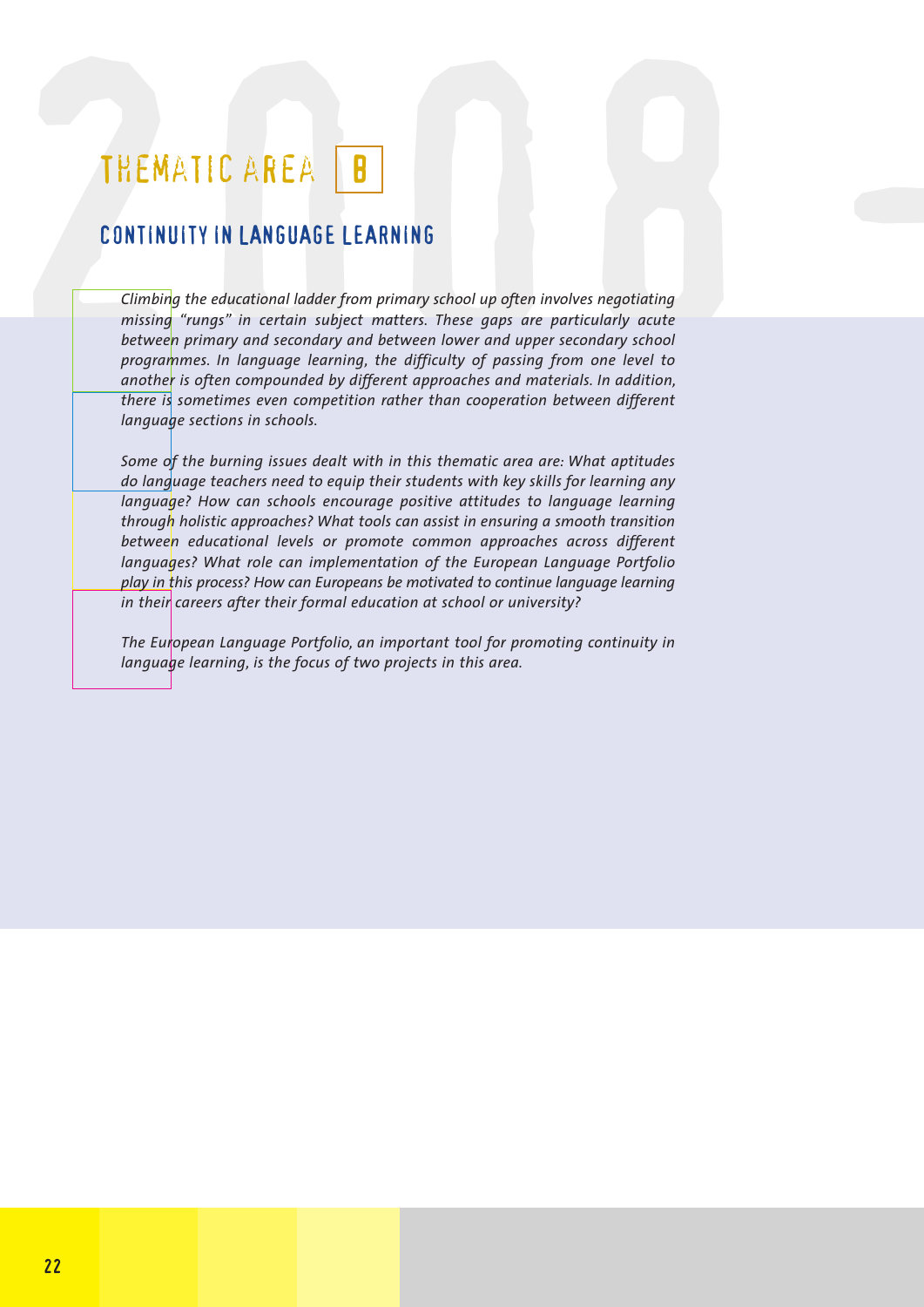# THEMATIC AREA 8

## CONTINUITY IN LANGUAGE LEARNING

*Climbing the educational ladder from primary school up often involves negotiating missing "rungs" in certain subject matters. These gaps are particularly acute between primary and secondary and between lower and upper secondary school programmes. In language learning, the difficulty of passing from one level to another is often compounded by different approaches and materials. In addition, there is sometimes even competition rather than cooperation between different language sections in schools.*

*Some of the burning issues dealt with in this thematic area are: What aptitudes do language teachers need to equip their students with key skills for learning any language? How can schools encourage positive attitudes to language learning through holistic approaches? What tools can assist in ensuring a smooth transition between educational levels or promote common approaches across different languages? What role can implementation of the European Language Portfolio play in this process? How can Europeans be motivated to continue language learning in their careers after their formal education at school or university?*

*The European Language Portfolio, an important tool for promoting continuity in language learning, is the focus of two projects in this area.*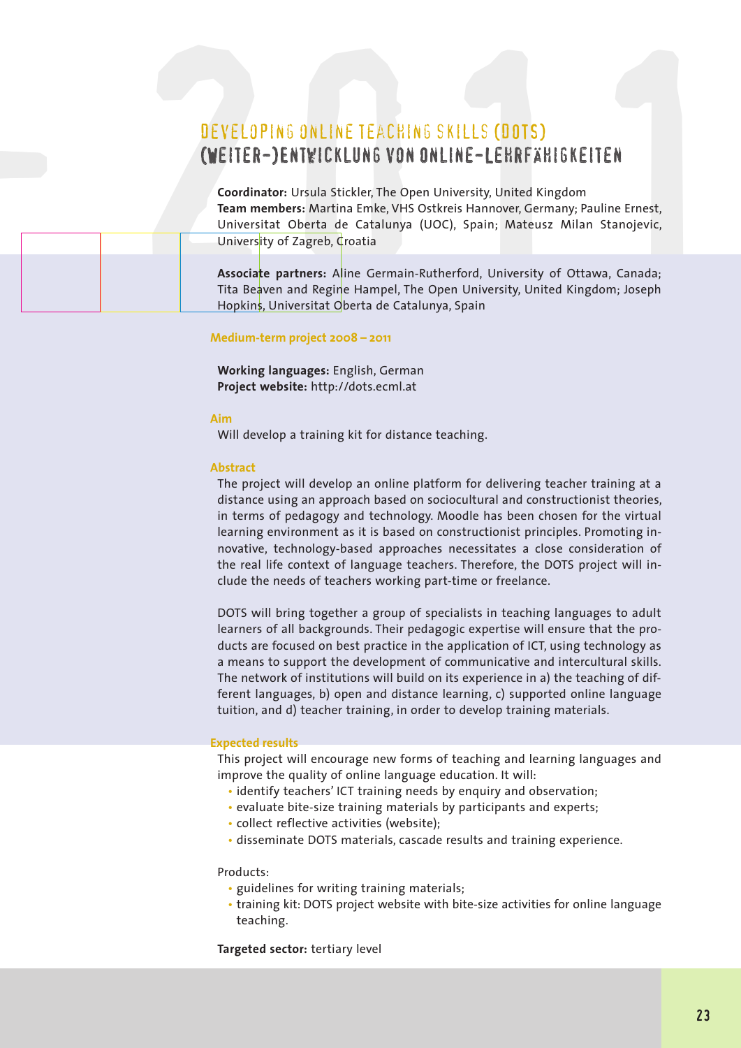# DEVELOPING ONLINE TEACHING SKILLS (DOTS)
## (WEITER-)ENTWICKLUNG VON ONLINE-LEHRFÄHIGKEITEN

**Coordinator:** Ursula Stickler, The Open University, United Kingdom
**Team members:** Martina Emke, VHS Ostkreis Hannover, Germany; Pauline Ernest, Universitat Oberta de Catalunya (UOC), Spain; Mateusz Milan Stanojevic, University of Zagreb, Croatia

**Associate partners:** Aline Germain-Rutherford, University of Ottawa, Canada; Tita Beaven and Regine Hampel, The Open University, United Kingdom; Joseph Hopkins, Universitat Oberta de Catalunya, Spain

**Medium-term project 2008 – 2011**

**Working languages:** English, German
**Project website:** http://dots.ecml.at

**Aim**

Will develop a training kit for distance teaching.

**Abstract**

The project will develop an online platform for delivering teacher training at a distance using an approach based on sociocultural and constructionist theories, in terms of pedagogy and technology. Moodle has been chosen for the virtual learning environment as it is based on constructionist principles. Promoting innovative, technology-based approaches necessitates a close consideration of the real life context of language teachers. Therefore, the DOTS project will include the needs of teachers working part-time or freelance.

DOTS will bring together a group of specialists in teaching languages to adult learners of all backgrounds. Their pedagogic expertise will ensure that the products are focused on best practice in the application of ICT, using technology as a means to support the development of communicative and intercultural skills. The network of institutions will build on its experience in a) the teaching of different languages, b) open and distance learning, c) supported online language tuition, and d) teacher training, in order to develop training materials.

**Expected results**

This project will encourage new forms of teaching and learning languages and improve the quality of online language education. It will:

- identify teachers' ICT training needs by enquiry and observation;
- evaluate bite-size training materials by participants and experts;
- collect reflective activities (website);
- disseminate DOTS materials, cascade results and training experience.

Products:

- guidelines for writing training materials;
- training kit: DOTS project website with bite-size activities for online language teaching.

**Targeted sector:** tertiary level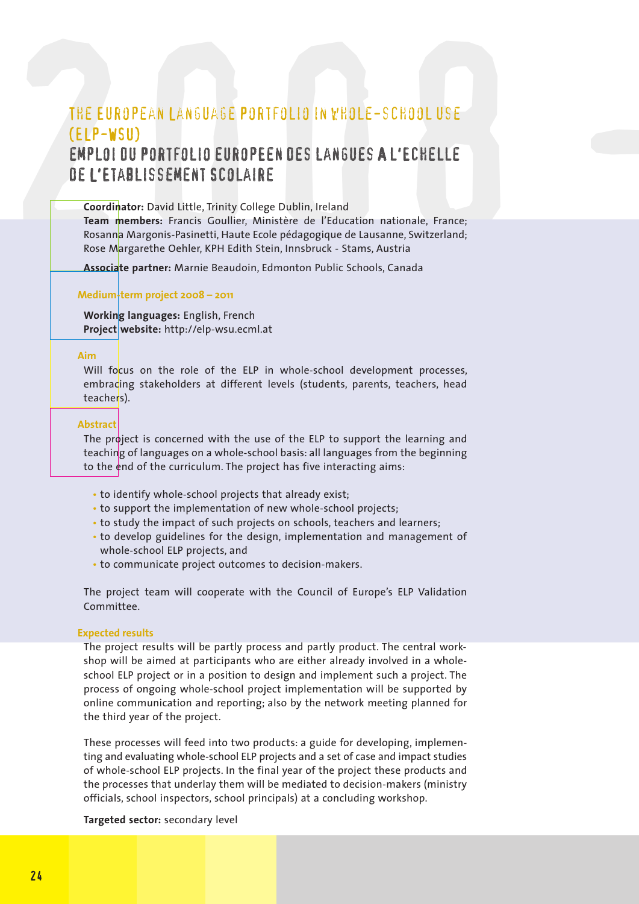# THE EUROPEAN LANGUAGE PORTFOLIO IN WHOLE-SCHOOL USE (ELP-WSU)

## EMPLOI DU PORTFOLIO EUROPEEN DES LANGUES A L'ECHELLE DE L'ETABLISSEMENT SCOLAIRE

**Coordinator:** David Little, Trinity College Dublin, Ireland
**Team members:** Francis Goullier, Ministère de l'Education nationale, France; Rosanna Margonis-Pasinetti, Haute Ecole pédagogique de Lausanne, Switzerland; Rose Margarethe Oehler, KPH Edith Stein, Innsbruck - Stams, Austria

**Associate partner:** Marnie Beaudoin, Edmonton Public Schools, Canada

**Medium-term project 2008 – 2011**

**Working languages:** English, French
**Project website:** http://elp-wsu.ecml.at

**Aim**

Will focus on the role of the ELP in whole-school development processes, embracing stakeholders at different levels (students, parents, teachers, head teachers).

**Abstract**

The project is concerned with the use of the ELP to support the learning and teaching of languages on a whole-school basis: all languages from the beginning to the end of the curriculum. The project has five interacting aims:

- to identify whole-school projects that already exist;
- to support the implementation of new whole-school projects;
- to study the impact of such projects on schools, teachers and learners;
- to develop guidelines for the design, implementation and management of whole-school ELP projects, and
- to communicate project outcomes to decision-makers.

The project team will cooperate with the Council of Europe's ELP Validation Committee.

**Expected results**

The project results will be partly process and partly product. The central workshop will be aimed at participants who are either already involved in a whole-school ELP project or in a position to design and implement such a project. The process of ongoing whole-school project implementation will be supported by online communication and reporting; also by the network meeting planned for the third year of the project.

These processes will feed into two products: a guide for developing, implementing and evaluating whole-school ELP projects and a set of case and impact studies of whole-school ELP projects. In the final year of the project these products and the processes that underlay them will be mediated to decision-makers (ministry officials, school inspectors, school principals) at a concluding workshop.

**Targeted sector:** secondary level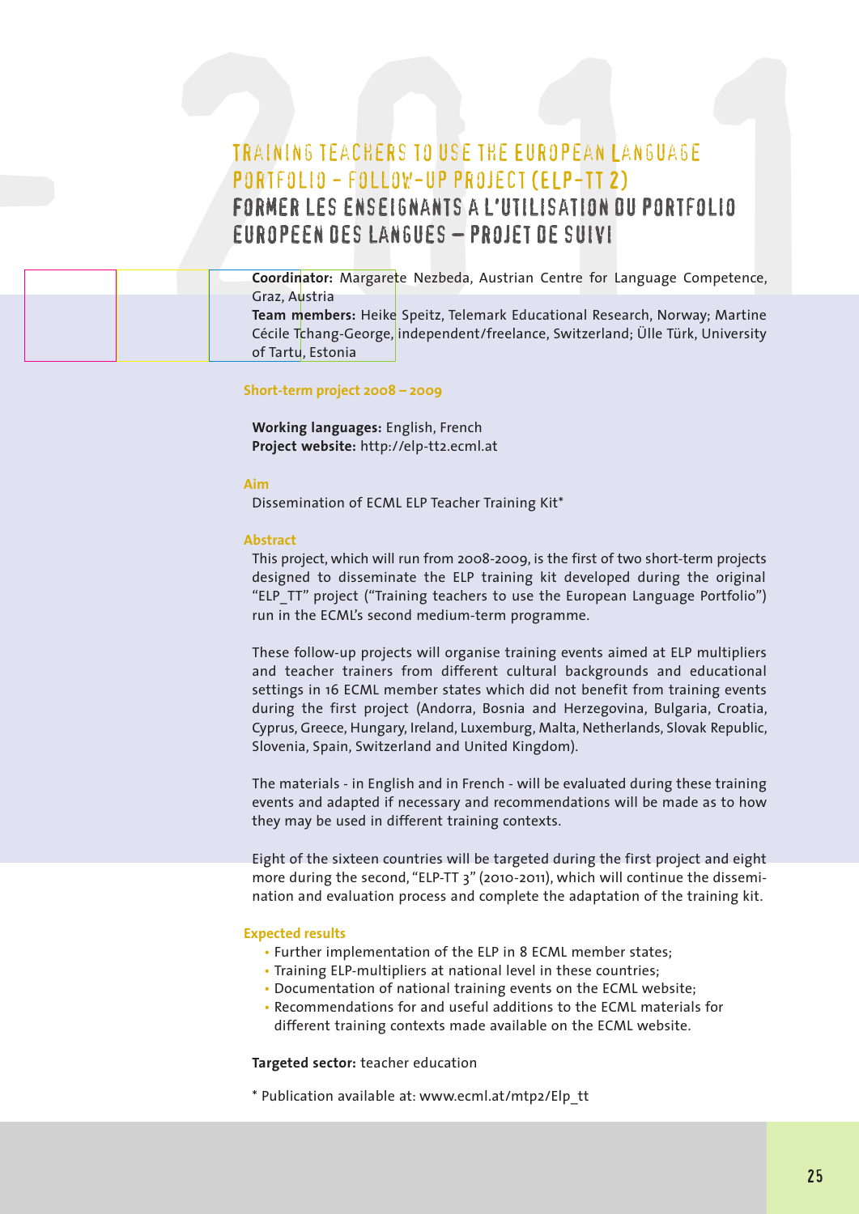# TRAINING TEACHERS TO USE THE EUROPEAN LANGUAGE PORTFOLIO – FOLLOW-UP PROJECT (ELP-TT 2)

# FORMER LES ENSEIGNANTS A L'UTILISATION DU PORTFOLIO EUROPEEN DES LANGUES – PROJET DE SUIVI

**Coordinator:** Margarete Nezbeda, Austrian Centre for Language Competence, Graz, Austria
**Team members:** Heike Speitz, Telemark Educational Research, Norway; Martine Cécile Tchang-George, independent/freelance, Switzerland; Ülle Türk, University of Tartu, Estonia

**Short-term project 2008 – 2009**

**Working languages:** English, French
**Project website:** http://elp-tt2.ecml.at

**Aim**

Dissemination of ECML ELP Teacher Training Kit*

**Abstract**

This project, which will run from 2008-2009, is the first of two short-term projects designed to disseminate the ELP training kit developed during the original "ELP_TT" project ("Training teachers to use the European Language Portfolio") run in the ECML's second medium-term programme.

These follow-up projects will organise training events aimed at ELP multipliers and teacher trainers from different cultural backgrounds and educational settings in 16 ECML member states which did not benefit from training events during the first project (Andorra, Bosnia and Herzegovina, Bulgaria, Croatia, Cyprus, Greece, Hungary, Ireland, Luxemburg, Malta, Netherlands, Slovak Republic, Slovenia, Spain, Switzerland and United Kingdom).

The materials - in English and in French - will be evaluated during these training events and adapted if necessary and recommendations will be made as to how they may be used in different training contexts.

Eight of the sixteen countries will be targeted during the first project and eight more during the second, "ELP-TT 3" (2010-2011), which will continue the dissemination and evaluation process and complete the adaptation of the training kit.

**Expected results**

- Further implementation of the ELP in 8 ECML member states;
- Training ELP-multipliers at national level in these countries;
- Documentation of national training events on the ECML website;
- Recommendations for and useful additions to the ECML materials for different training contexts made available on the ECML website.

**Targeted sector:** teacher education

* Publication available at: www.ecml.at/mtp2/Elp_tt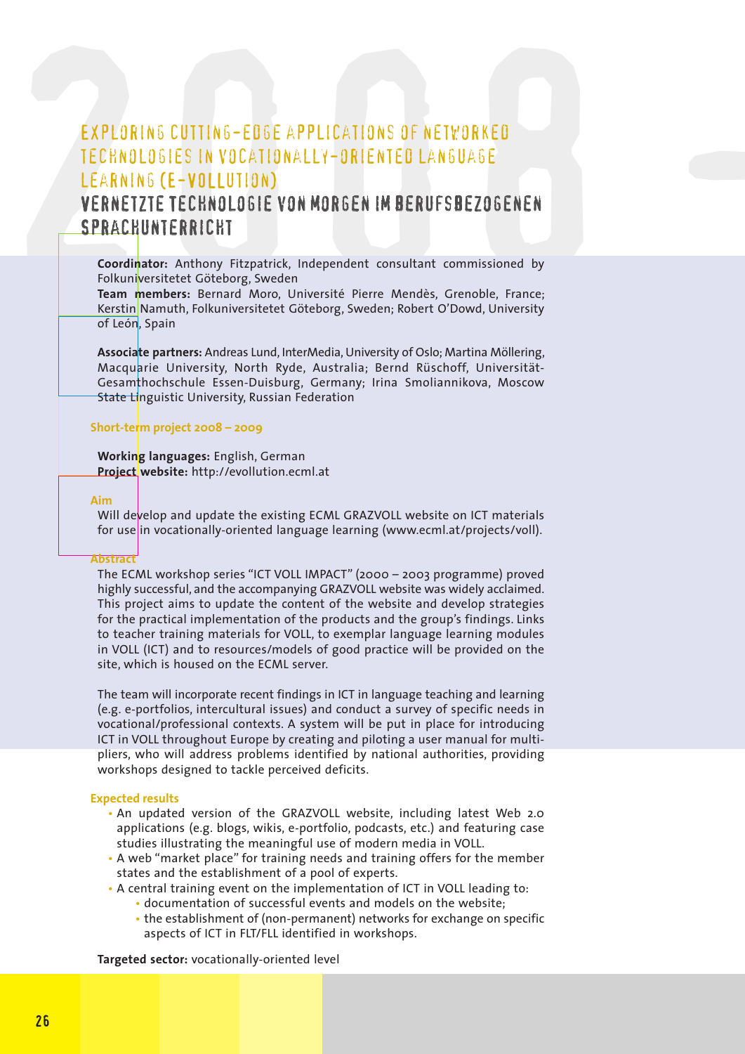# EXPLORING CUTTING-EDGE APPLICATIONS OF NETWORKED TECHNOLOGIES IN VOCATIONALLY-ORIENTED LANGUAGE LEARNING (E-VOLLUTION)

## VERNETZTE TECHNOLOGIE VON MORGEN IM BERUFSBEZOGENEN SPRACHUNTERRICHT

**Coordinator:** Anthony Fitzpatrick, Independent consultant commissioned by Folkuniversitetet Göteborg, Sweden
**Team members:** Bernard Moro, Université Pierre Mendès, Grenoble, France; Kerstin Namuth, Folkuniversitetet Göteborg, Sweden; Robert O'Dowd, University of León, Spain

**Associate partners:** Andreas Lund, InterMedia, University of Oslo; Martina Möllering, Macquarie University, North Ryde, Australia; Bernd Rüschoff, Universität-Gesamthochschule Essen-Duisburg, Germany; Irina Smoliannikova, Moscow State Linguistic University, Russian Federation

### Short-term project 2008 – 2009

**Working languages:** English, German
**Project website:** http://evollution.ecml.at

### Aim

Will develop and update the existing ECML GRAZVOLL website on ICT materials for use in vocationally-oriented language learning (www.ecml.at/projects/voll).

### Abstract

The ECML workshop series "ICT VOLL IMPACT" (2000 – 2003 programme) proved highly successful, and the accompanying GRAZVOLL website was widely acclaimed. This project aims to update the content of the website and develop strategies for the practical implementation of the products and the group's findings. Links to teacher training materials for VOLL, to exemplar language learning modules in VOLL (ICT) and to resources/models of good practice will be provided on the site, which is housed on the ECML server.

The team will incorporate recent findings in ICT in language teaching and learning (e.g. e-portfolios, intercultural issues) and conduct a survey of specific needs in vocational/professional contexts. A system will be put in place for introducing ICT in VOLL throughout Europe by creating and piloting a user manual for multipliers, who will address problems identified by national authorities, providing workshops designed to tackle perceived deficits.

### Expected results

- An updated version of the GRAZVOLL website, including latest Web 2.0 applications (e.g. blogs, wikis, e-portfolio, podcasts, etc.) and featuring case studies illustrating the meaningful use of modern media in VOLL.
- A web "market place" for training needs and training offers for the member states and the establishment of a pool of experts.
- A central training event on the implementation of ICT in VOLL leading to:
  - documentation of successful events and models on the website;
  - the establishment of (non-permanent) networks for exchange on specific aspects of ICT in FLT/FLL identified in workshops.

**Targeted sector:** vocationally-oriented level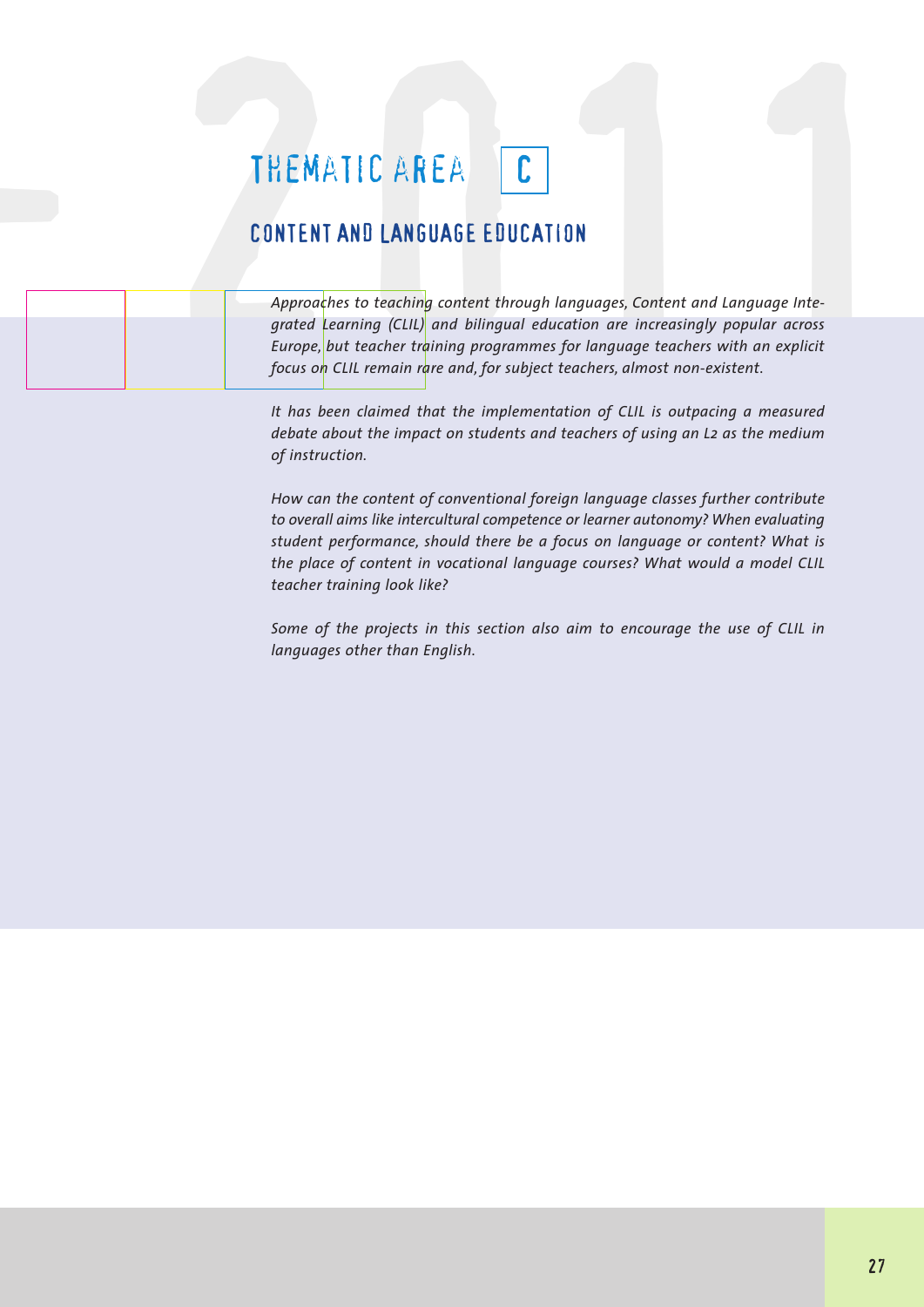# THEMATIC AREA C

## CONTENT AND LANGUAGE EDUCATION

*Approaches to teaching content through languages, Content and Language Integrated Learning (CLIL) and bilingual education are increasingly popular across Europe, but teacher training programmes for language teachers with an explicit focus on CLIL remain rare and, for subject teachers, almost non-existent.*

*It has been claimed that the implementation of CLIL is outpacing a measured debate about the impact on students and teachers of using an L2 as the medium of instruction.*

*How can the content of conventional foreign language classes further contribute to overall aims like intercultural competence or learner autonomy? When evaluating student performance, should there be a focus on language or content? What is the place of content in vocational language courses? What would a model CLIL teacher training look like?*

*Some of the projects in this section also aim to encourage the use of CLIL in languages other than English.*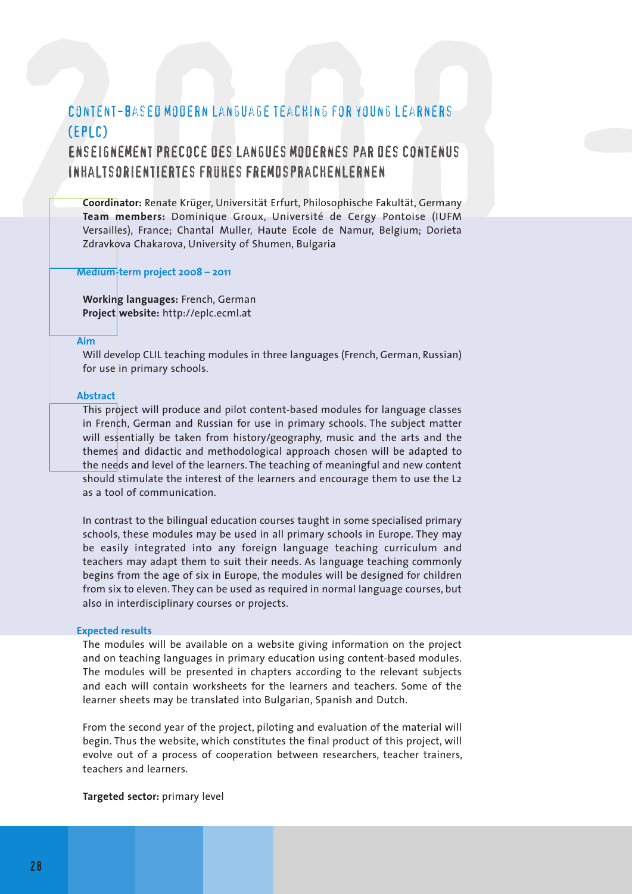# CONTENT-BASED MODERN LANGUAGE TEACHING FOR YOUNG LEARNERS (EPLC)

## ENSEIGNEMENT PRECOCE DES LANGUES MODERNES PAR DES CONTENUS

## INHALTSORIENTIERTES FRÜHES FREMDSPRACHENLERNEN

**Coordinator:** Renate Krüger, Universität Erfurt, Philosophische Fakultät, Germany
**Team members:** Dominique Groux, Université de Cergy Pontoise (IUFM Versailles), France; Chantal Muller, Haute Ecole de Namur, Belgium; Dorieta Zdravkova Chakarova, University of Shumen, Bulgaria

**Medium-term project 2008 – 2011**

**Working languages:** French, German
**Project website:** http://eplc.ecml.at

**Aim**

Will develop CLIL teaching modules in three languages (French, German, Russian) for use in primary schools.

**Abstract**

This project will produce and pilot content-based modules for language classes in French, German and Russian for use in primary schools. The subject matter will essentially be taken from history/geography, music and the arts and the themes and didactic and methodological approach chosen will be adapted to the needs and level of the learners. The teaching of meaningful and new content should stimulate the interest of the learners and encourage them to use the L2 as a tool of communication.

In contrast to the bilingual education courses taught in some specialised primary schools, these modules may be used in all primary schools in Europe. They may be easily integrated into any foreign language teaching curriculum and teachers may adapt them to suit their needs. As language teaching commonly begins from the age of six in Europe, the modules will be designed for children from six to eleven. They can be used as required in normal language courses, but also in interdisciplinary courses or projects.

**Expected results**

The modules will be available on a website giving information on the project and on teaching languages in primary education using content-based modules. The modules will be presented in chapters according to the relevant subjects and each will contain worksheets for the learners and teachers. Some of the learner sheets may be translated into Bulgarian, Spanish and Dutch.

From the second year of the project, piloting and evaluation of the material will begin. Thus the website, which constitutes the final product of this project, will evolve out of a process of cooperation between researchers, teacher trainers, teachers and learners.

**Targeted sector:** primary level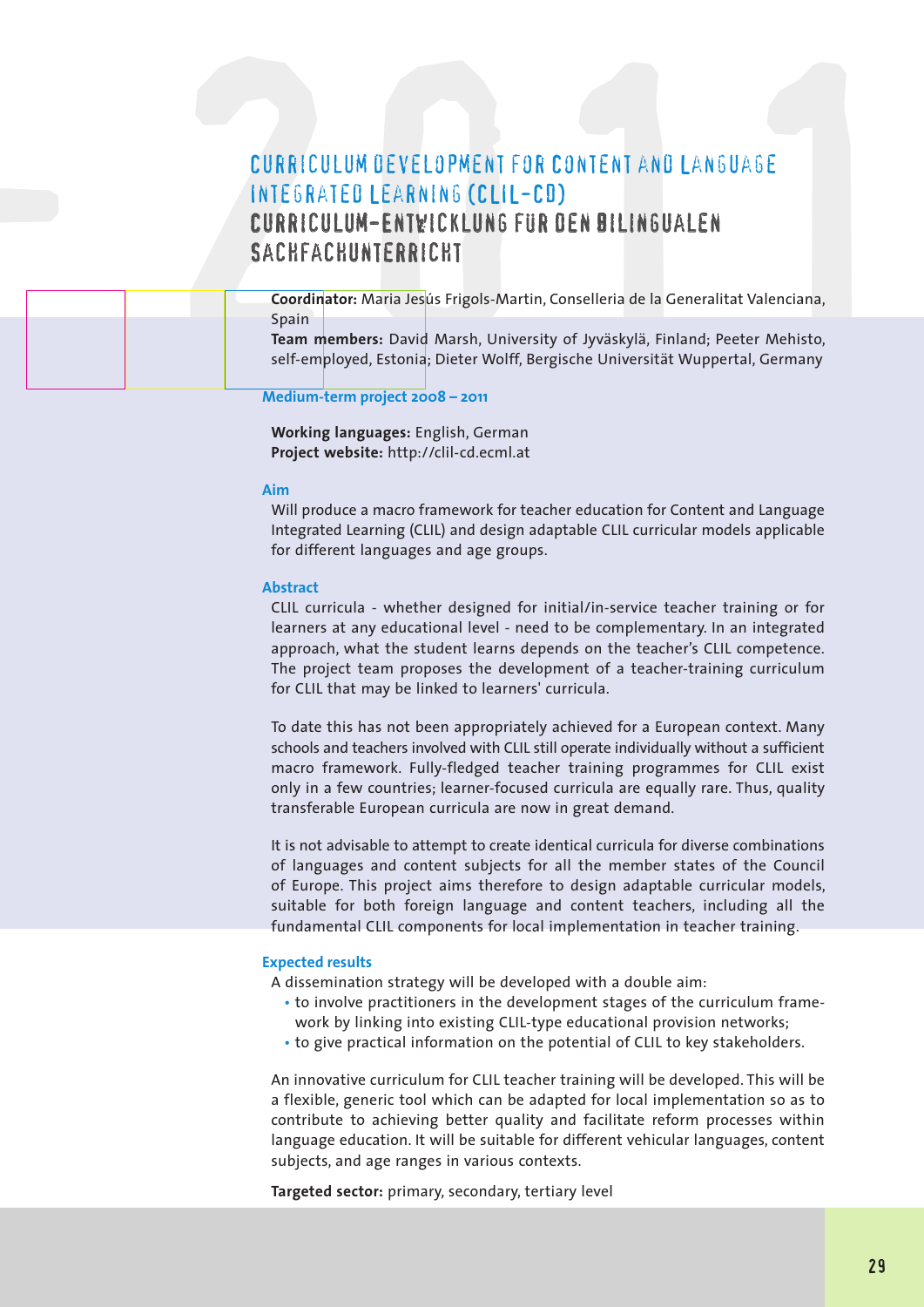# CURRICULUM DEVELOPMENT FOR CONTENT AND LANGUAGE INTEGRATED LEARNING (CLIL-CD)
# CURRICULUM-ENTWICKLUNG FÜR DEN BILINGUALEN SACHFACHUNTERRICHT

**Coordinator:** Maria Jesús Frigols-Martin, Conselleria de la Generalitat Valenciana, Spain
**Team members:** David Marsh, University of Jyväskylä, Finland; Peeter Mehisto, self-employed, Estonia; Dieter Wolff, Bergische Universität Wuppertal, Germany

**Medium-term project 2008 – 2011**

**Working languages:** English, German
**Project website:** http://clil-cd.ecml.at

### Aim

Will produce a macro framework for teacher education for Content and Language Integrated Learning (CLIL) and design adaptable CLIL curricular models applicable for different languages and age groups.

### Abstract

CLIL curricula - whether designed for initial/in-service teacher training or for learners at any educational level - need to be complementary. In an integrated approach, what the student learns depends on the teacher's CLIL competence. The project team proposes the development of a teacher-training curriculum for CLIL that may be linked to learners' curricula.

To date this has not been appropriately achieved for a European context. Many schools and teachers involved with CLIL still operate individually without a sufficient macro framework. Fully-fledged teacher training programmes for CLIL exist only in a few countries; learner-focused curricula are equally rare. Thus, quality transferable European curricula are now in great demand.

It is not advisable to attempt to create identical curricula for diverse combinations of languages and content subjects for all the member states of the Council of Europe. This project aims therefore to design adaptable curricular models, suitable for both foreign language and content teachers, including all the fundamental CLIL components for local implementation in teacher training.

### Expected results

A dissemination strategy will be developed with a double aim:

- to involve practitioners in the development stages of the curriculum framework by linking into existing CLIL-type educational provision networks;
- to give practical information on the potential of CLIL to key stakeholders.

An innovative curriculum for CLIL teacher training will be developed. This will be a flexible, generic tool which can be adapted for local implementation so as to contribute to achieving better quality and facilitate reform processes within language education. It will be suitable for different vehicular languages, content subjects, and age ranges in various contexts.

**Targeted sector:** primary, secondary, tertiary level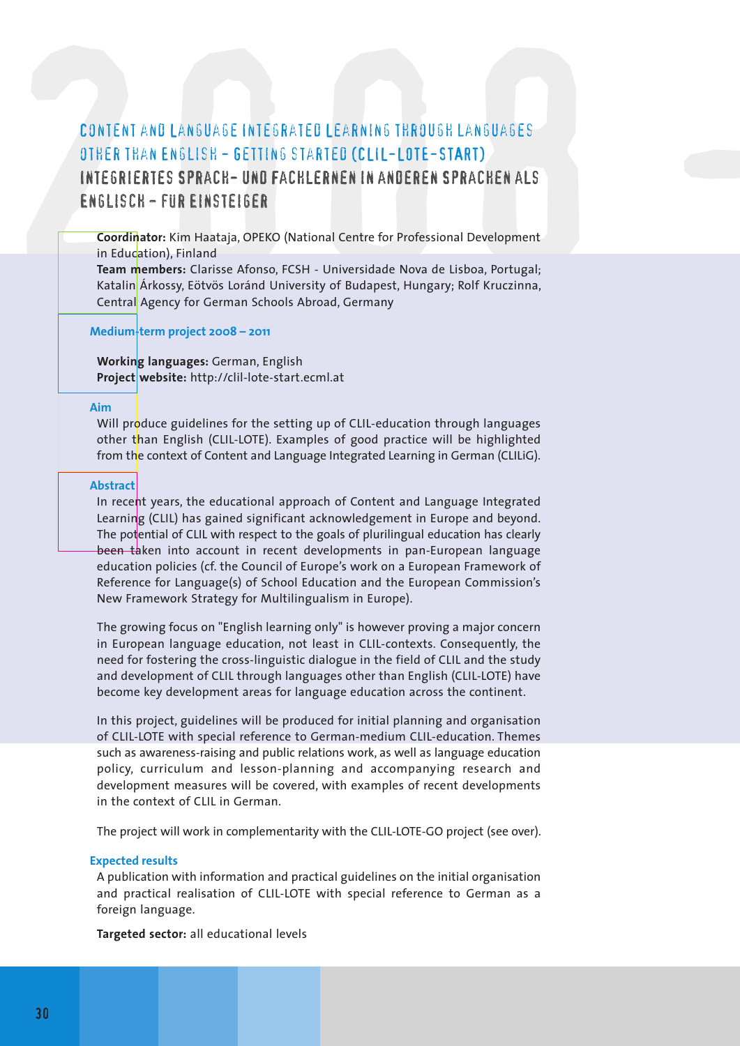# CONTENT AND LANGUAGE INTEGRATED LEARNING THROUGH LANGUAGES OTHER THAN ENGLISH – GETTING STARTED (CLIL-LOTE-START)

## INTEGRIERTES SPRACH- UND FACHLERNEN IN ANDEREN SPRACHEN ALS ENGLISCH – FÜR EINSTEIGER

**Coordinator:** Kim Haataja, OPEKO (National Centre for Professional Development in Education), Finland
**Team members:** Clarisse Afonso, FCSH - Universidade Nova de Lisboa, Portugal; Katalin Árkossy, Eötvös Loránd University of Budapest, Hungary; Rolf Kruczinna, Central Agency for German Schools Abroad, Germany

### Medium-term project 2008 – 2011

**Working languages:** German, English
**Project website:** http://clil-lote-start.ecml.at

### Aim

Will produce guidelines for the setting up of CLIL-education through languages other than English (CLIL-LOTE). Examples of good practice will be highlighted from the context of Content and Language Integrated Learning in German (CLILiG).

### Abstract

In recent years, the educational approach of Content and Language Integrated Learning (CLIL) has gained significant acknowledgement in Europe and beyond. The potential of CLIL with respect to the goals of plurilingual education has clearly been taken into account in recent developments in pan-European language education policies (cf. the Council of Europe's work on a European Framework of Reference for Language(s) of School Education and the European Commission's New Framework Strategy for Multilingualism in Europe).

The growing focus on "English learning only" is however proving a major concern in European language education, not least in CLIL-contexts. Consequently, the need for fostering the cross-linguistic dialogue in the field of CLIL and the study and development of CLIL through languages other than English (CLIL-LOTE) have become key development areas for language education across the continent.

In this project, guidelines will be produced for initial planning and organisation of CLIL-LOTE with special reference to German-medium CLIL-education. Themes such as awareness-raising and public relations work, as well as language education policy, curriculum and lesson-planning and accompanying research and development measures will be covered, with examples of recent developments in the context of CLIL in German.

The project will work in complementarity with the CLIL-LOTE-GO project (see over).

### Expected results

A publication with information and practical guidelines on the initial organisation and practical realisation of CLIL-LOTE with special reference to German as a foreign language.

**Targeted sector:** all educational levels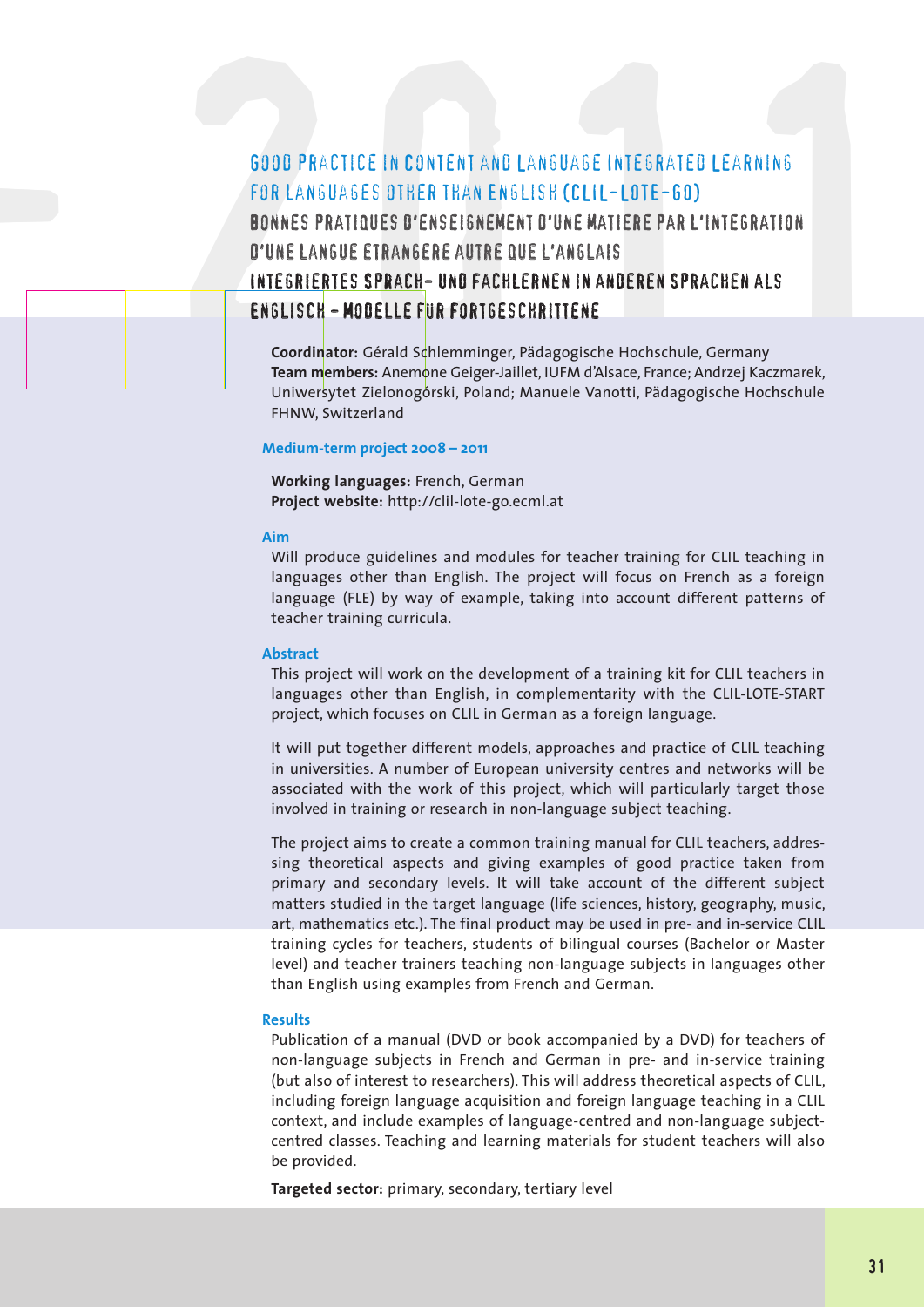# GOOD PRACTICE IN CONTENT AND LANGUAGE INTEGRATED LEARNING FOR LANGUAGES OTHER THAN ENGLISH (CLIL-LOTE-GO)

## BONNES PRATIQUES D'ENSEIGNEMENT D'UNE MATIERE PAR L'INTEGRATION D'UNE LANGUE ETRANGERE AUTRE QUE L'ANGLAIS

## INTEGRIERTES SPRACH- UND FACHLERNEN IN ANDEREN SPRACHEN ALS ENGLISCH – MODELLE FÜR FORTGESCHRITTENE

**Coordinator:** Gérald Schlemminger, Pädagogische Hochschule, Germany
**Team members:** Anemone Geiger-Jaillet, IUFM d'Alsace, France; Andrzej Kaczmarek, Uniwersytet Zielonogórski, Poland; Manuele Vanotti, Pädagogische Hochschule FHNW, Switzerland

### Medium-term project 2008 – 2011

**Working languages:** French, German
**Project website:** http://clil-lote-go.ecml.at

### Aim

Will produce guidelines and modules for teacher training for CLIL teaching in languages other than English. The project will focus on French as a foreign language (FLE) by way of example, taking into account different patterns of teacher training curricula.

### Abstract

This project will work on the development of a training kit for CLIL teachers in languages other than English, in complementarity with the CLIL-LOTE-START project, which focuses on CLIL in German as a foreign language.

It will put together different models, approaches and practice of CLIL teaching in universities. A number of European university centres and networks will be associated with the work of this project, which will particularly target those involved in training or research in non-language subject teaching.

The project aims to create a common training manual for CLIL teachers, addressing theoretical aspects and giving examples of good practice taken from primary and secondary levels. It will take account of the different subject matters studied in the target language (life sciences, history, geography, music, art, mathematics etc.). The final product may be used in pre- and in-service CLIL training cycles for teachers, students of bilingual courses (Bachelor or Master level) and teacher trainers teaching non-language subjects in languages other than English using examples from French and German.

### Results

Publication of a manual (DVD or book accompanied by a DVD) for teachers of non-language subjects in French and German in pre- and in-service training (but also of interest to researchers). This will address theoretical aspects of CLIL, including foreign language acquisition and foreign language teaching in a CLIL context, and include examples of language-centred and non-language subject-centred classes. Teaching and learning materials for student teachers will also be provided.

**Targeted sector:** primary, secondary, tertiary level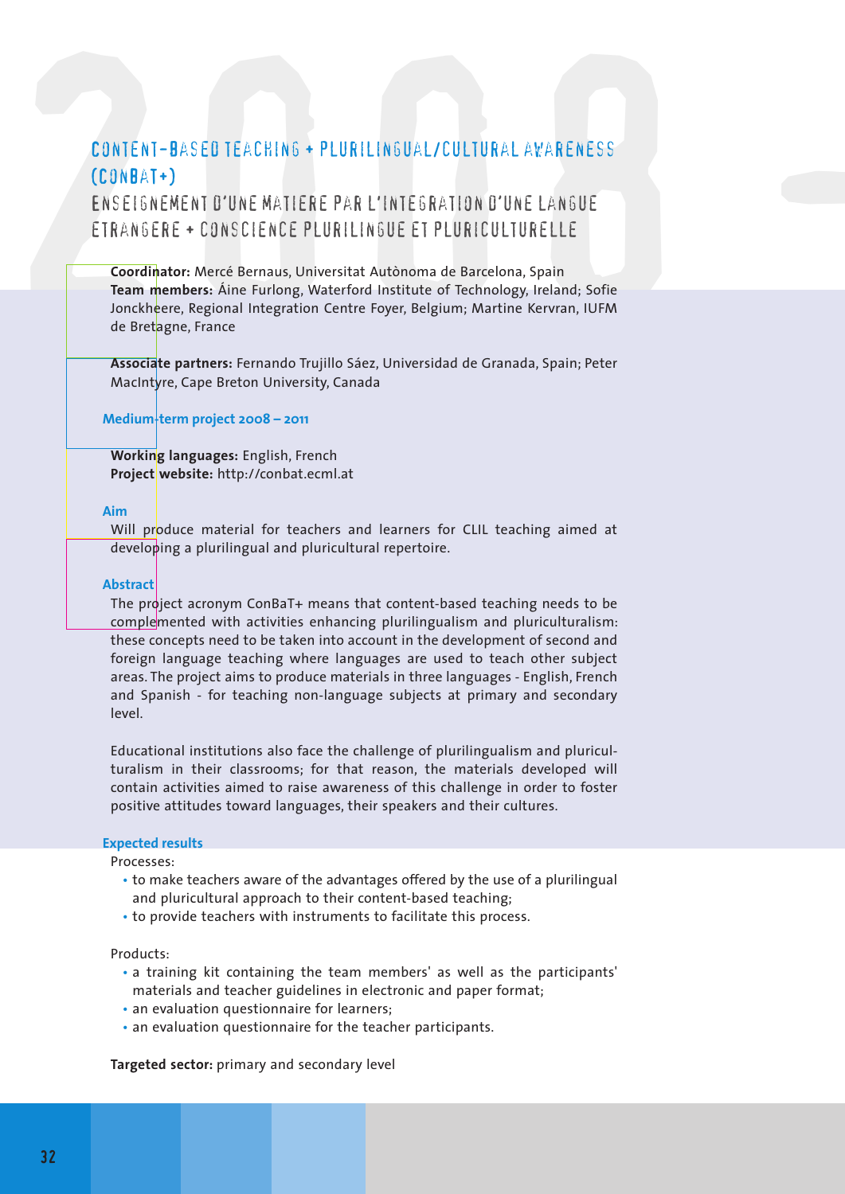# CONTENT-BASED TEACHING + PLURILINGUAL/CULTURAL AWARENESS (CONBAT+)

## ENSEIGNEMENT D'UNE MATIERE PAR L'INTEGRATION D'UNE LANGUE ETRANGERE + CONSCIENCE PLURILINGUE ET PLURICULTURELLE

**Coordinator:** Mercé Bernaus, Universitat Autònoma de Barcelona, Spain
**Team members:** Áine Furlong, Waterford Institute of Technology, Ireland; Sofie Jonckheere, Regional Integration Centre Foyer, Belgium; Martine Kervran, IUFM de Bretagne, France

**Associate partners:** Fernando Trujillo Sáez, Universidad de Granada, Spain; Peter MacIntyre, Cape Breton University, Canada

### Medium-term project 2008 – 2011

**Working languages:** English, French
**Project website:** http://conbat.ecml.at

### Aim

Will produce material for teachers and learners for CLIL teaching aimed at developing a plurilingual and pluricultural repertoire.

### Abstract

The project acronym ConBaT+ means that content-based teaching needs to be complemented with activities enhancing plurilingualism and pluriculturalism: these concepts need to be taken into account in the development of second and foreign language teaching where languages are used to teach other subject areas. The project aims to produce materials in three languages - English, French and Spanish - for teaching non-language subjects at primary and secondary level.

Educational institutions also face the challenge of plurilingualism and pluriculturalism in their classrooms; for that reason, the materials developed will contain activities aimed to raise awareness of this challenge in order to foster positive attitudes toward languages, their speakers and their cultures.

### Expected results

Processes:

- to make teachers aware of the advantages offered by the use of a plurilingual and pluricultural approach to their content-based teaching;
- to provide teachers with instruments to facilitate this process.

Products:

- a training kit containing the team members' as well as the participants' materials and teacher guidelines in electronic and paper format;
- an evaluation questionnaire for learners;
- an evaluation questionnaire for the teacher participants.

**Targeted sector:** primary and secondary level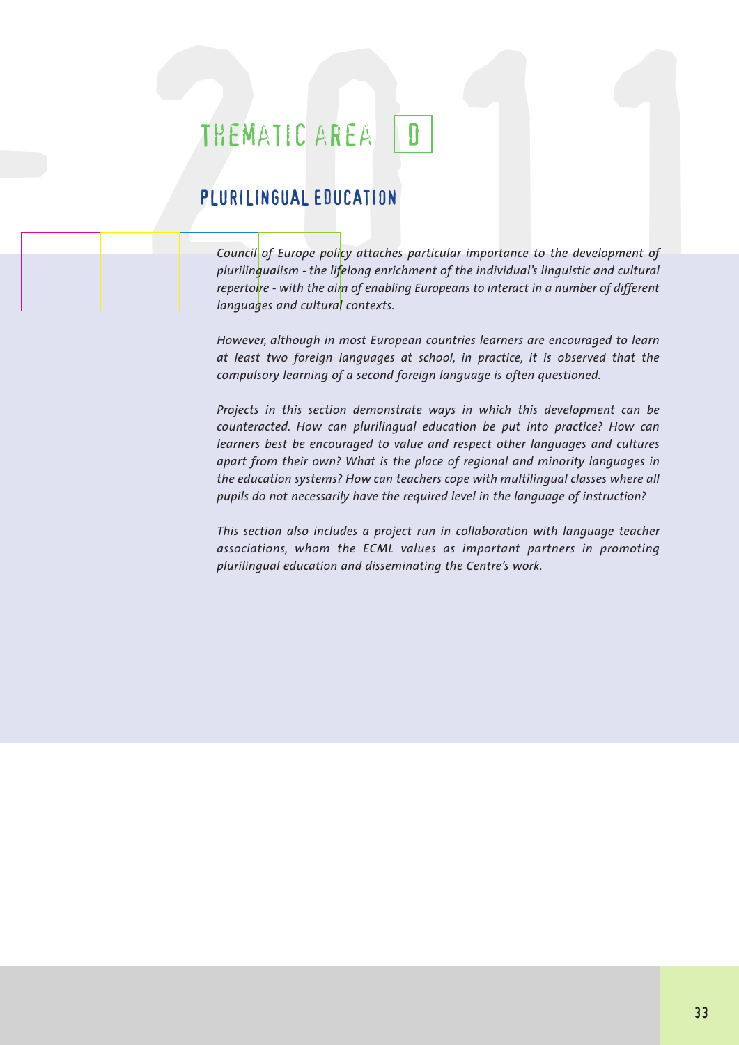# THEMATIC AREA D

## PLURILINGUAL EDUCATION

*Council of Europe policy attaches particular importance to the development of plurilingualism - the lifelong enrichment of the individual's linguistic and cultural repertoire - with the aim of enabling Europeans to interact in a number of different languages and cultural contexts.*

*However, although in most European countries learners are encouraged to learn at least two foreign languages at school, in practice, it is observed that the compulsory learning of a second foreign language is often questioned.*

*Projects in this section demonstrate ways in which this development can be counteracted. How can plurilingual education be put into practice? How can learners best be encouraged to value and respect other languages and cultures apart from their own? What is the place of regional and minority languages in the education systems? How can teachers cope with multilingual classes where all pupils do not necessarily have the required level in the language of instruction?*

*This section also includes a project run in collaboration with language teacher associations, whom the ECML values as important partners in promoting plurilingual education and disseminating the Centre's work.*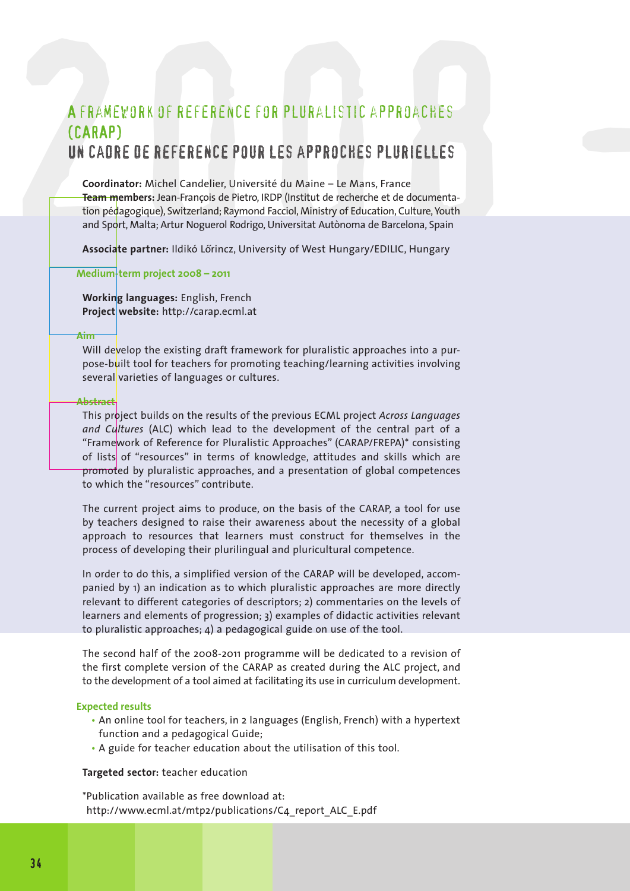# A FRAMEWORK OF REFERENCE FOR PLURALISTIC APPROACHES (CARAP)

# UN CADRE DE REFERENCE POUR LES APPROCHES PLURIELLES

**Coordinator:** Michel Candelier, Université du Maine – Le Mans, France
**Team members:** Jean-François de Pietro, IRDP (Institut de recherche et de documentation pédagogique), Switzerland; Raymond Facciol, Ministry of Education, Culture, Youth and Sport, Malta; Artur Noguerol Rodrigo, Universitat Autònoma de Barcelona, Spain

**Associate partner:** Ildikó Lőrincz, University of West Hungary/EDILIC, Hungary

**Medium-term project 2008 – 2011**

**Working languages:** English, French
**Project website:** http://carap.ecml.at

**Aim**

Will develop the existing draft framework for pluralistic approaches into a purpose-built tool for teachers for promoting teaching/learning activities involving several varieties of languages or cultures.

**Abstract**

This project builds on the results of the previous ECML project *Across Languages and Cultures* (ALC) which lead to the development of the central part of a "Framework of Reference for Pluralistic Approaches" (CARAP/FREPA)* consisting of lists of "resources" in terms of knowledge, attitudes and skills which are promoted by pluralistic approaches, and a presentation of global competences to which the "resources" contribute.

The current project aims to produce, on the basis of the CARAP, a tool for use by teachers designed to raise their awareness about the necessity of a global approach to resources that learners must construct for themselves in the process of developing their plurilingual and pluricultural competence.

In order to do this, a simplified version of the CARAP will be developed, accompanied by 1) an indication as to which pluralistic approaches are more directly relevant to different categories of descriptors; 2) commentaries on the levels of learners and elements of progression; 3) examples of didactic activities relevant to pluralistic approaches; 4) a pedagogical guide on use of the tool.

The second half of the 2008-2011 programme will be dedicated to a revision of the first complete version of the CARAP as created during the ALC project, and to the development of a tool aimed at facilitating its use in curriculum development.

**Expected results**

- An online tool for teachers, in 2 languages (English, French) with a hypertext function and a pedagogical Guide;
- A guide for teacher education about the utilisation of this tool.

**Targeted sector:** teacher education

*Publication available as free download at:
http://www.ecml.at/mtp2/publications/C4_report_ALC_E.pdf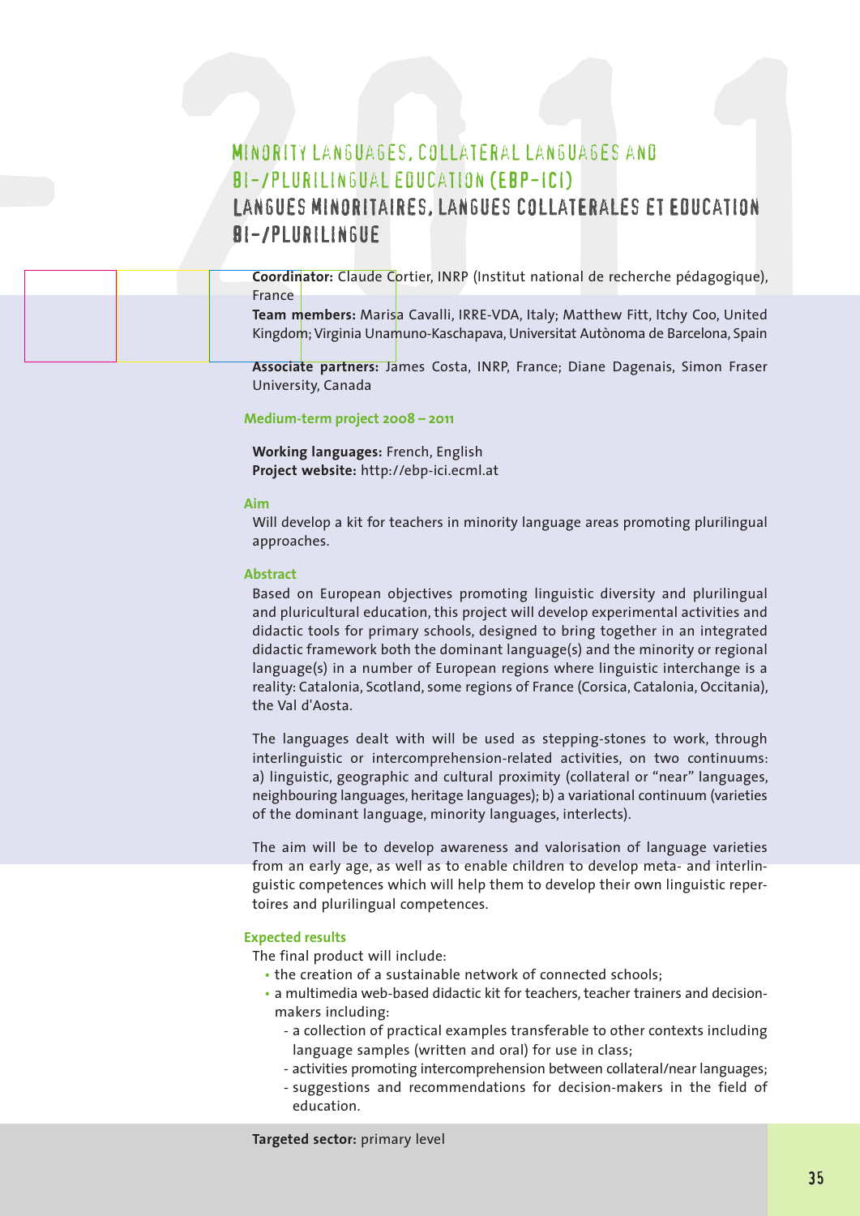# MINORITY LANGUAGES, COLLATERAL LANGUAGES AND BI-/PLURILINGUAL EDUCATION (EBP-ICI)

# LANGUES MINORITAIRES, LANGUES COLLATERALES ET EDUCATION BI-/PLURILINGUE

**Coordinator:** Claude Cortier, INRP (Institut national de recherche pédagogique), France

**Team members:** Marisa Cavalli, IRRE-VDA, Italy; Matthew Fitt, Itchy Coo, United Kingdom; Virginia Unamuno-Kaschapava, Universitat Autònoma de Barcelona, Spain

**Associate partners:** James Costa, INRP, France; Diane Dagenais, Simon Fraser University, Canada

**Medium-term project 2008 – 2011**

**Working languages:** French, English
**Project website:** http://ebp-ici.ecml.at

### Aim

Will develop a kit for teachers in minority language areas promoting plurilingual approaches.

### Abstract

Based on European objectives promoting linguistic diversity and plurilingual and pluricultural education, this project will develop experimental activities and didactic tools for primary schools, designed to bring together in an integrated didactic framework both the dominant language(s) and the minority or regional language(s) in a number of European regions where linguistic interchange is a reality: Catalonia, Scotland, some regions of France (Corsica, Catalonia, Occitania), the Val d'Aosta.

The languages dealt with will be used as stepping-stones to work, through interlinguistic or intercomprehension-related activities, on two continuums: a) linguistic, geographic and cultural proximity (collateral or "near" languages, neighbouring languages, heritage languages); b) a variational continuum (varieties of the dominant language, minority languages, interlects).

The aim will be to develop awareness and valorisation of language varieties from an early age, as well as to enable children to develop meta- and interlinguistic competences which will help them to develop their own linguistic repertoires and plurilingual competences.

### Expected results

The final product will include:

- the creation of a sustainable network of connected schools;
- a multimedia web-based didactic kit for teachers, teacher trainers and decision-makers including:
  - a collection of practical examples transferable to other contexts including language samples (written and oral) for use in class;
  - activities promoting intercomprehension between collateral/near languages;
  - suggestions and recommendations for decision-makers in the field of education.

**Targeted sector:** primary level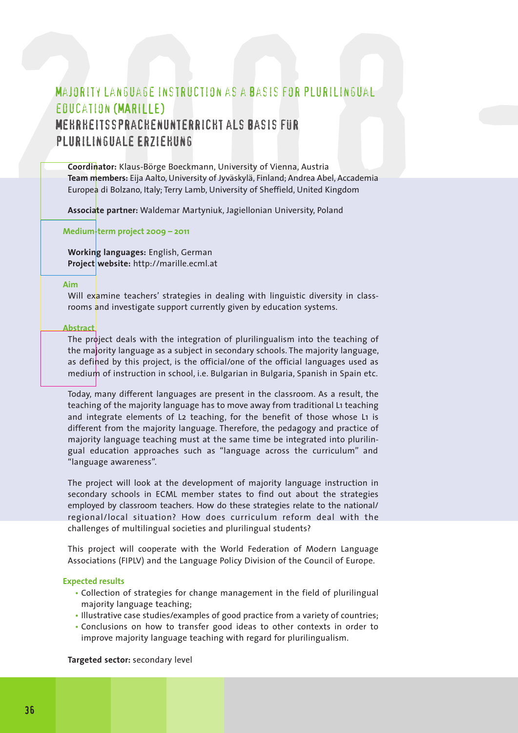# MAJORITY LANGUAGE INSTRUCTION AS A BASIS FOR PLURILINGUAL EDUCATION (MARILLE)

## MEHRHEITSSPRACHENUNTERRICHT ALS BASIS FÜR PLURILINGUALE ERZIEHUNG

**Coordinator:** Klaus-Börge Boeckmann, University of Vienna, Austria
**Team members:** Eija Aalto, University of Jyväskylä, Finland; Andrea Abel, Accademia Europea di Bolzano, Italy; Terry Lamb, University of Sheffield, United Kingdom

**Associate partner:** Waldemar Martyniuk, Jagiellonian University, Poland

**Medium-term project 2009 – 2011**

**Working languages:** English, German
**Project website:** http://marille.ecml.at

**Aim**

Will examine teachers' strategies in dealing with linguistic diversity in classrooms and investigate support currently given by education systems.

**Abstract**

The project deals with the integration of plurilingualism into the teaching of the majority language as a subject in secondary schools. The majority language, as defined by this project, is the official/one of the official languages used as medium of instruction in school, i.e. Bulgarian in Bulgaria, Spanish in Spain etc.

Today, many different languages are present in the classroom. As a result, the teaching of the majority language has to move away from traditional L1 teaching and integrate elements of L2 teaching, for the benefit of those whose L1 is different from the majority language. Therefore, the pedagogy and practice of majority language teaching must at the same time be integrated into plurilingual education approaches such as "language across the curriculum" and "language awareness".

The project will look at the development of majority language instruction in secondary schools in ECML member states to find out about the strategies employed by classroom teachers. How do these strategies relate to the national/regional/local situation? How does curriculum reform deal with the challenges of multilingual societies and plurilingual students?

This project will cooperate with the World Federation of Modern Language Associations (FIPLV) and the Language Policy Division of the Council of Europe.

**Expected results**

- Collection of strategies for change management in the field of plurilingual majority language teaching;
- Illustrative case studies/examples of good practice from a variety of countries;
- Conclusions on how to transfer good ideas to other contexts in order to improve majority language teaching with regard for plurilingualism.

**Targeted sector:** secondary level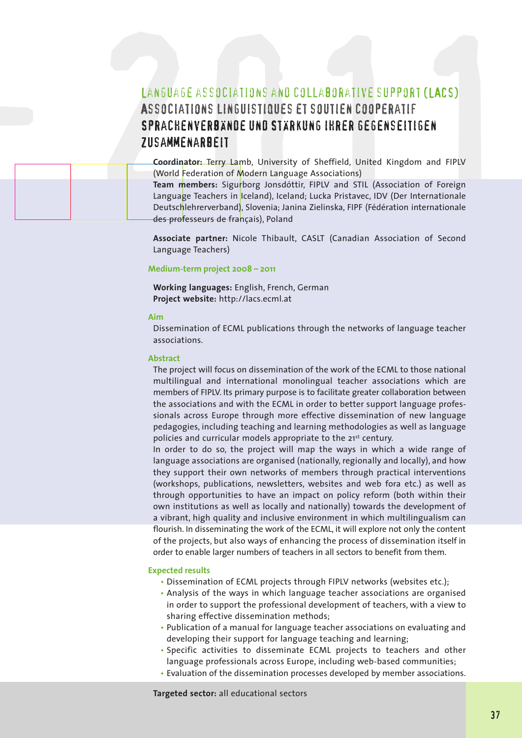# Language Associations and Collaborative Support (LACS)
# Associations linguistiques et soutien coopératif
# Sprachenverbände und Stärkung ihrer gegenseitigen Zusammenarbeit

**Coordinator:** Terry Lamb, University of Sheffield, United Kingdom and FIPLV (World Federation of Modern Language Associations)
**Team members:** Sigurborg Jonsdóttir, FIPLV and STIL (Association of Foreign Language Teachers in Iceland), Iceland; Lucka Pristavec, IDV (Der Internationale Deutschlehrerverband), Slovenia; Janina Zielinska, FIPF (Fédération internationale des professeurs de français), Poland

**Associate partner:** Nicole Thibault, CASLT (Canadian Association of Second Language Teachers)

**Medium-term project 2008 – 2011**

**Working languages:** English, French, German
**Project website:** http://lacs.ecml.at

**Aim**

Dissemination of ECML publications through the networks of language teacher associations.

**Abstract**

The project will focus on dissemination of the work of the ECML to those national multilingual and international monolingual teacher associations which are members of FIPLV. Its primary purpose is to facilitate greater collaboration between the associations and with the ECML in order to better support language professionals across Europe through more effective dissemination of new language pedagogies, including teaching and learning methodologies as well as language policies and curricular models appropriate to the 21st century.

In order to do so, the project will map the ways in which a wide range of language associations are organised (nationally, regionally and locally), and how they support their own networks of members through practical interventions (workshops, publications, newsletters, websites and web fora etc.) as well as through opportunities to have an impact on policy reform (both within their own institutions as well as locally and nationally) towards the development of a vibrant, high quality and inclusive environment in which multilingualism can flourish. In disseminating the work of the ECML, it will explore not only the content of the projects, but also ways of enhancing the process of dissemination itself in order to enable larger numbers of teachers in all sectors to benefit from them.

**Expected results**

- Dissemination of ECML projects through FIPLV networks (websites etc.);
- Analysis of the ways in which language teacher associations are organised in order to support the professional development of teachers, with a view to sharing effective dissemination methods;
- Publication of a manual for language teacher associations on evaluating and developing their support for language teaching and learning;
- Specific activities to disseminate ECML projects to teachers and other language professionals across Europe, including web-based communities;
- Evaluation of the dissemination processes developed by member associations.

**Targeted sector:** all educational sectors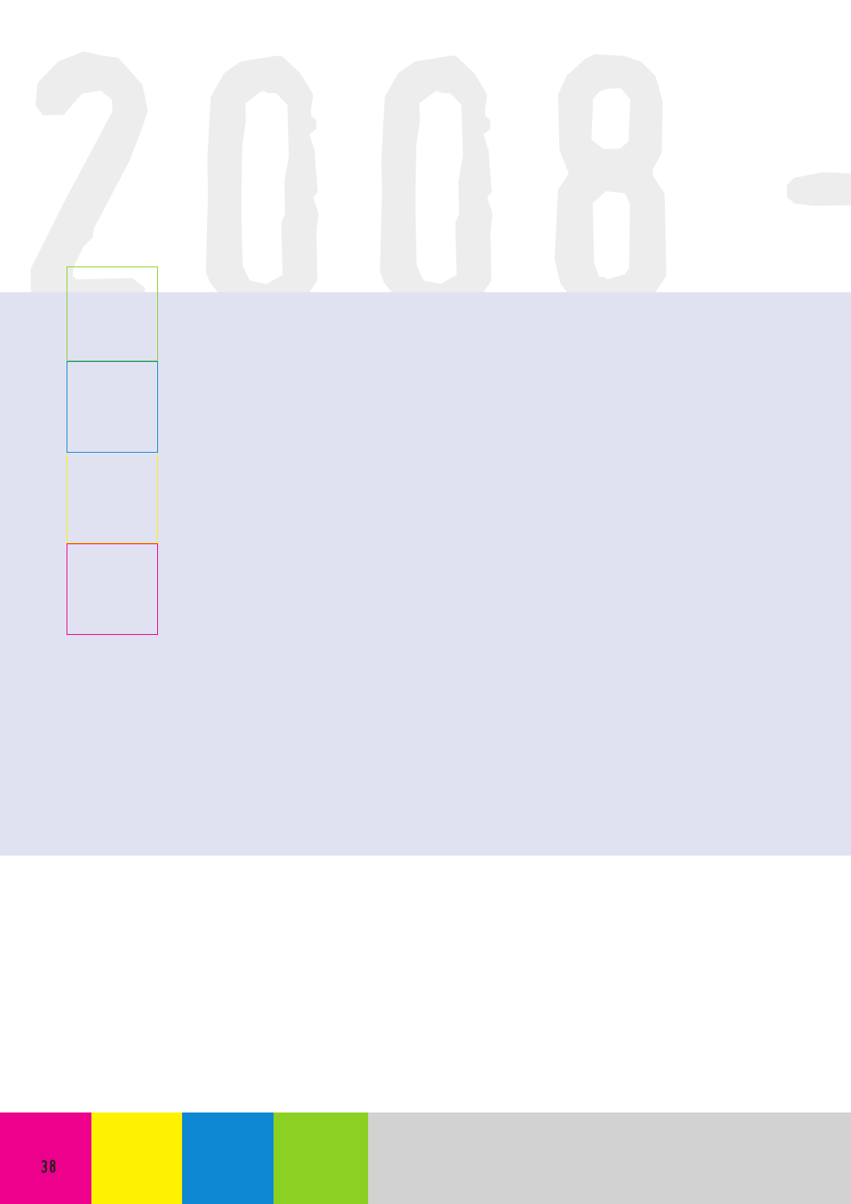# 2008 -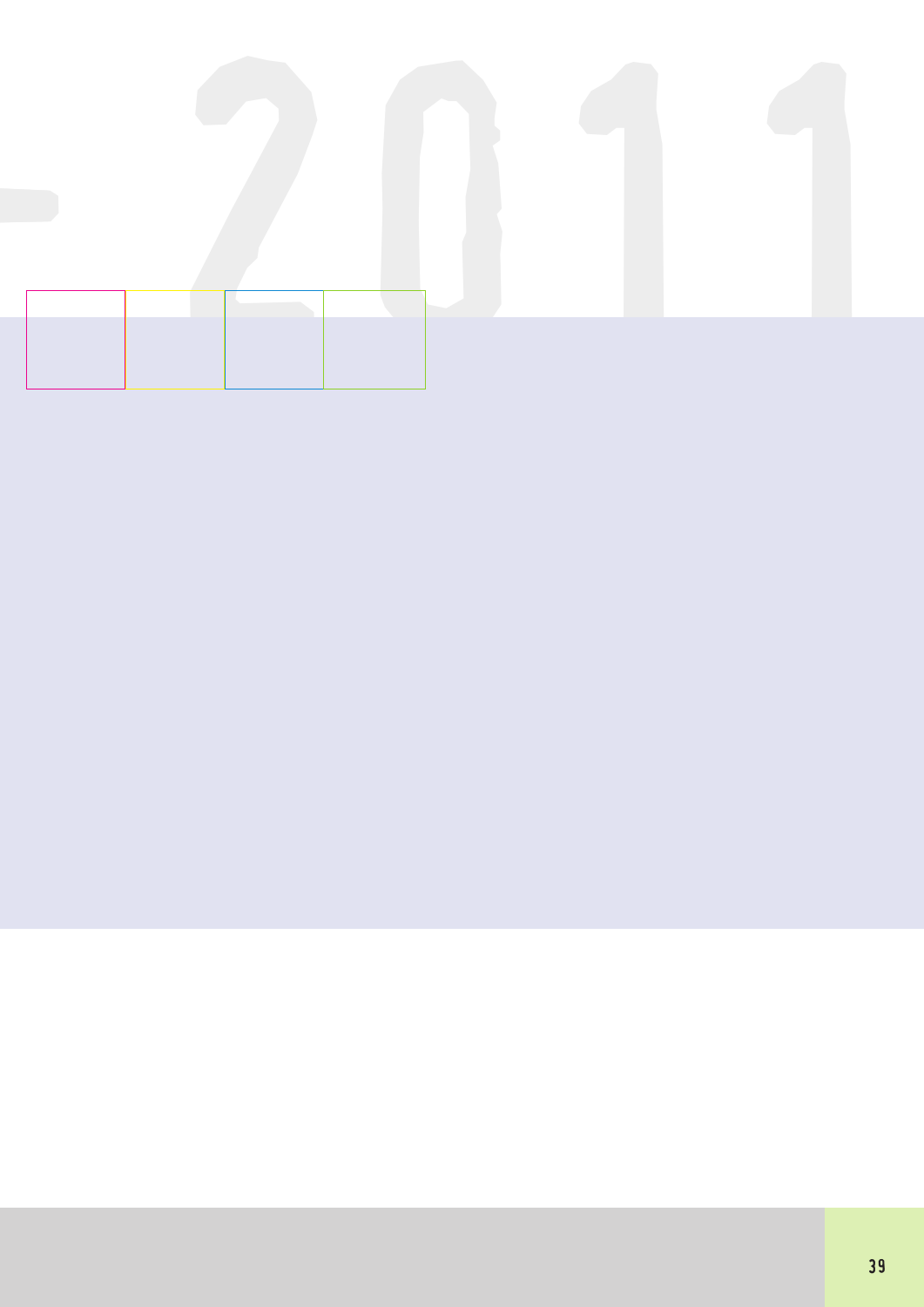-2011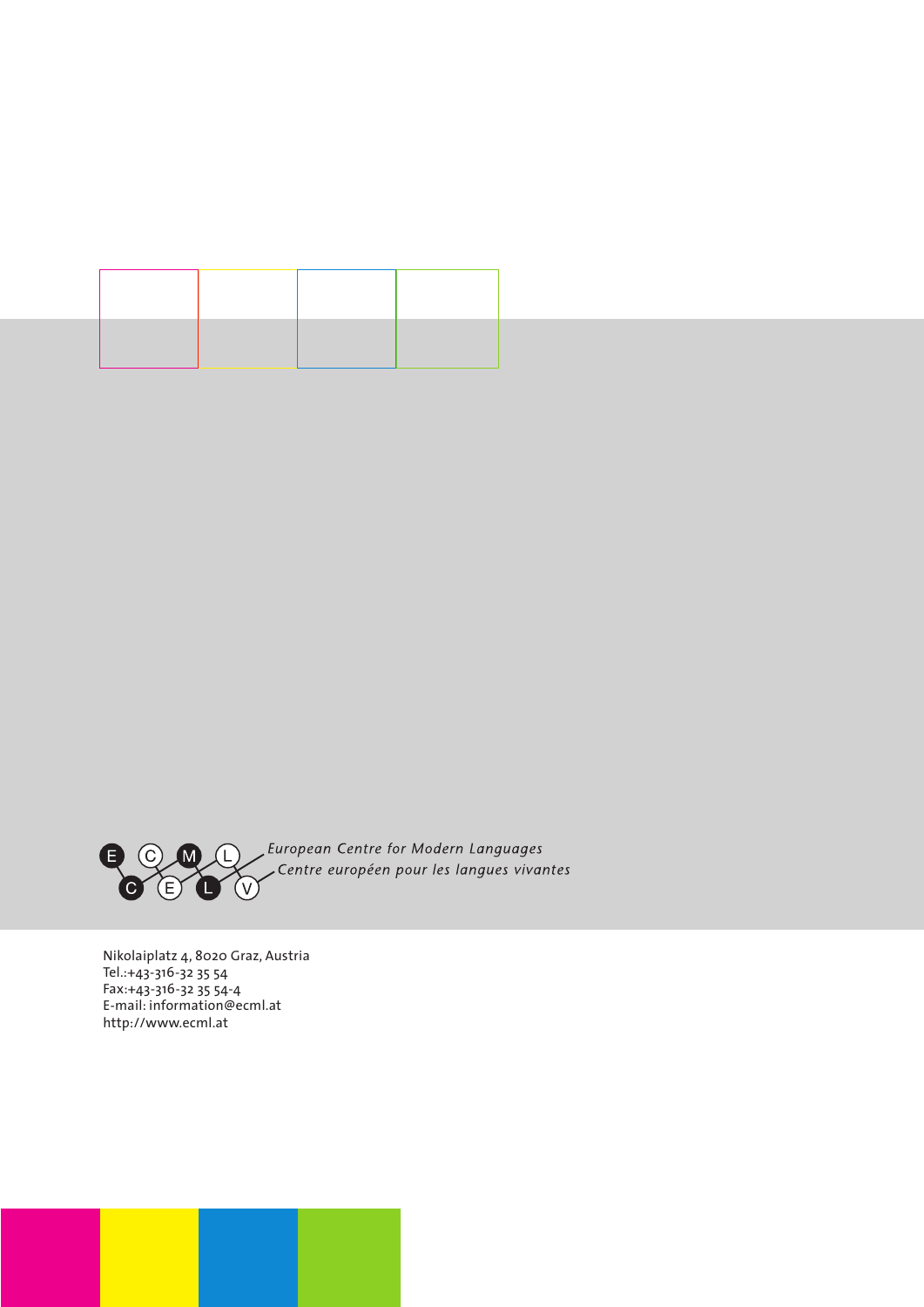European Centre for Modern Languages

Centre européen pour les langues vivantes

Nikolaiplatz 4, 8020 Graz, Austria
Tel.:+43-316-32 35 54
Fax:+43-316-32 35 54-4
E-mail: information@ecml.at
http://www.ecml.at